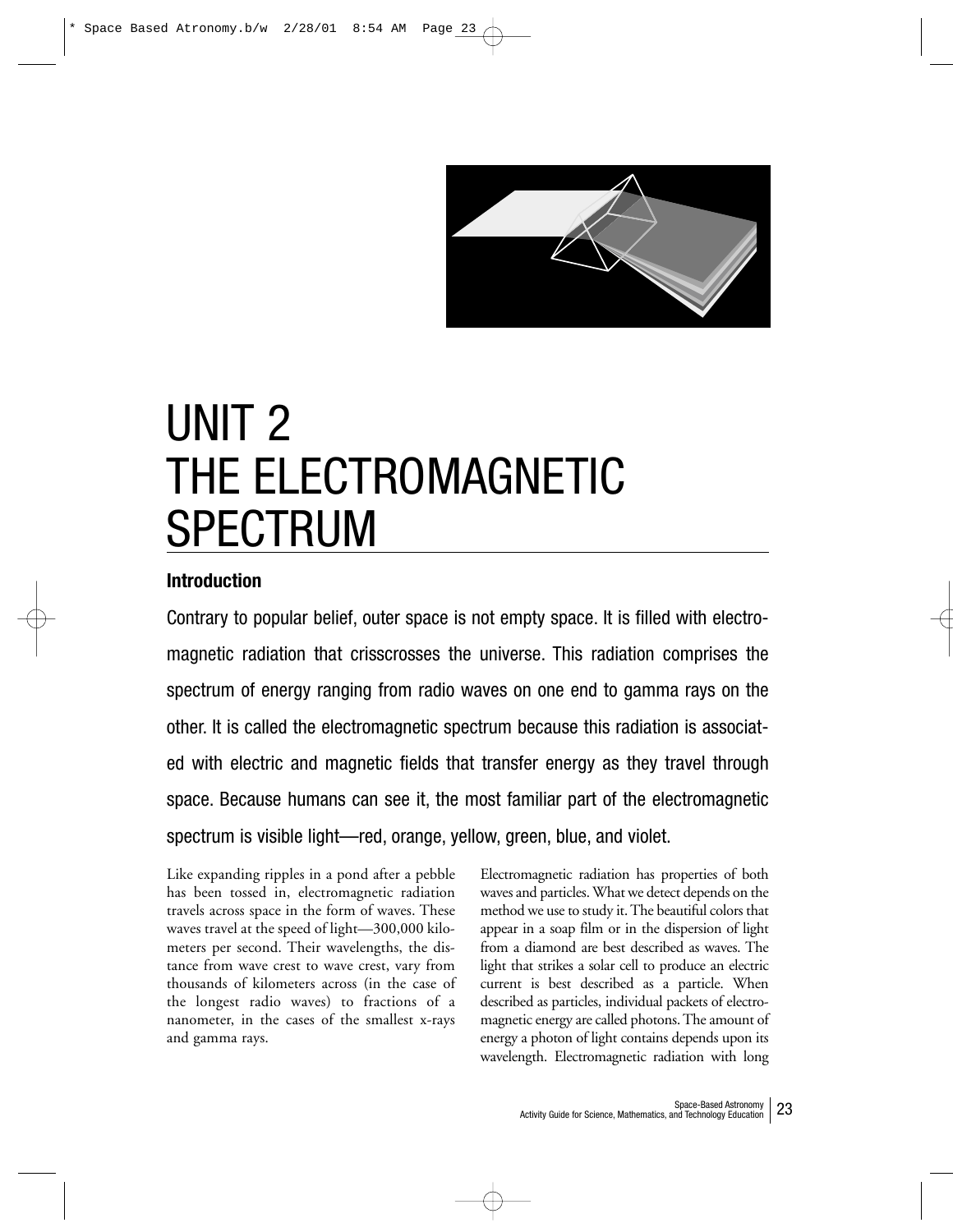# UNIT 2
# THE ELECTROMAGNETIC SPECTRUM

## Introduction

Contrary to popular belief, outer space is not empty space. It is filled with electromagnetic radiation that crisscrosses the universe. This radiation comprises the spectrum of energy ranging from radio waves on one end to gamma rays on the other. It is called the electromagnetic spectrum because this radiation is associated with electric and magnetic fields that transfer energy as they travel through space. Because humans can see it, the most familiar part of the electromagnetic spectrum is visible light—red, orange, yellow, green, blue, and violet.

Like expanding ripples in a pond after a pebble has been tossed in, electromagnetic radiation travels across space in the form of waves. These waves travel at the speed of light—300,000 kilometers per second. Their wavelengths, the distance from wave crest to wave crest, vary from thousands of kilometers across (in the case of the longest radio waves) to fractions of a nanometer, in the cases of the smallest x-rays and gamma rays.

Electromagnetic radiation has properties of both waves and particles. What we detect depends on the method we use to study it. The beautiful colors that appear in a soap film or in the dispersion of light from a diamond are best described as waves. The light that strikes a solar cell to produce an electric current is best described as a particle. When described as particles, individual packets of electromagnetic energy are called photons. The amount of energy a photon of light contains depends upon its wavelength. Electromagnetic radiation with long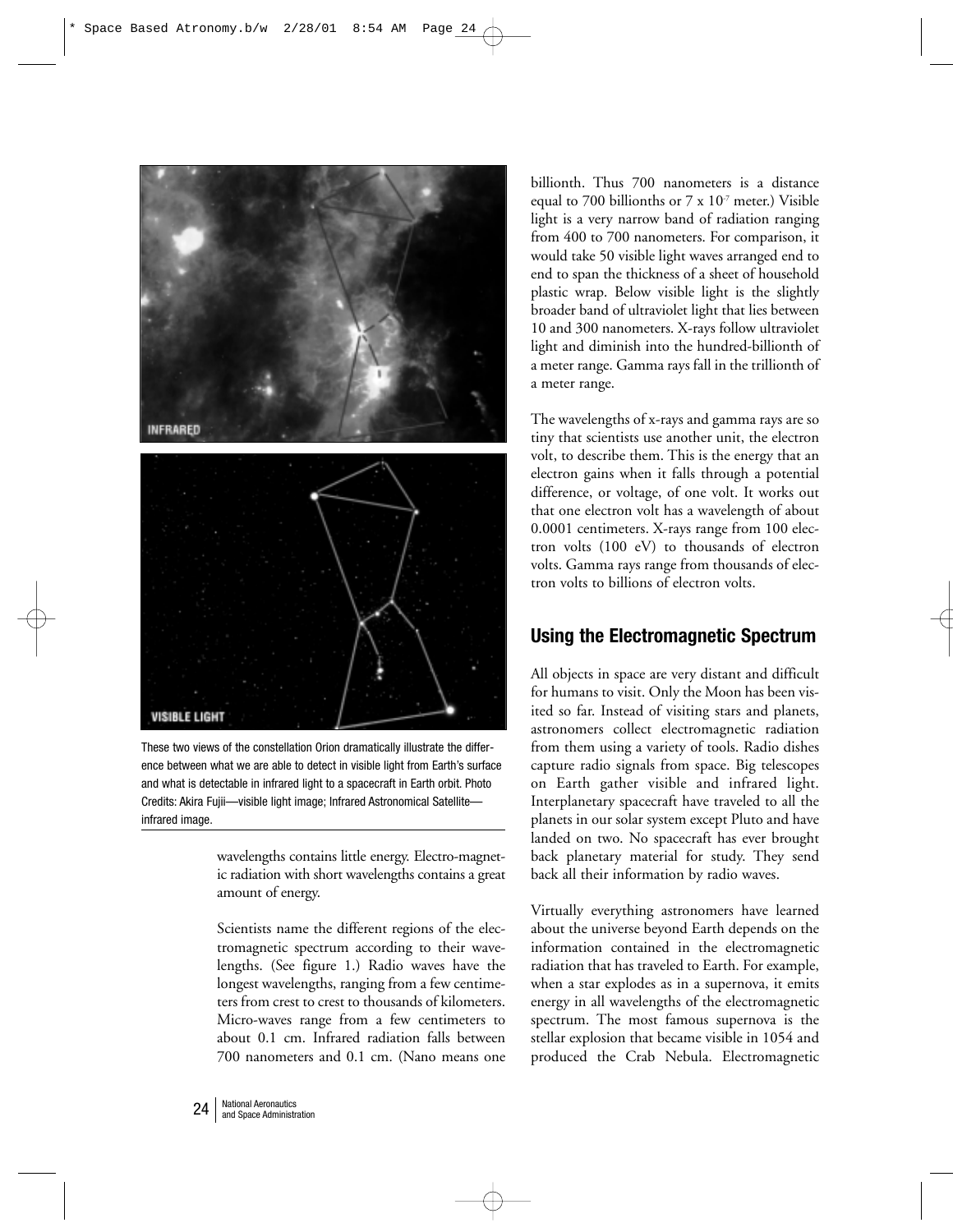INFRARED

VISIBLE LIGHT

These two views of the constellation Orion dramatically illustrate the difference between what we are able to detect in visible light from Earth's surface and what is detectable in infrared light to a spacecraft in Earth orbit. Photo Credits: Akira Fujii—visible light image; Infrared Astronomical Satellite—infrared image.

wavelengths contains little energy. Electro-magnetic radiation with short wavelengths contains a great amount of energy.

Scientists name the different regions of the electromagnetic spectrum according to their wavelengths. (See figure 1.) Radio waves have the longest wavelengths, ranging from a few centimeters from crest to crest to thousands of kilometers. Micro-waves range from a few centimeters to about 0.1 cm. Infrared radiation falls between 700 nanometers and 0.1 cm. (Nano means one billionth. Thus 700 nanometers is a distance equal to 700 billionths or $7 \times 10^{-7}$ meter.) Visible light is a very narrow band of radiation ranging from 400 to 700 nanometers. For comparison, it would take 50 visible light waves arranged end to end to span the thickness of a sheet of household plastic wrap. Below visible light is the slightly broader band of ultraviolet light that lies between 10 and 300 nanometers. X-rays follow ultraviolet light and diminish into the hundred-billionth of a meter range. Gamma rays fall in the trillionth of a meter range.

The wavelengths of x-rays and gamma rays are so tiny that scientists use another unit, the electron volt, to describe them. This is the energy that an electron gains when it falls through a potential difference, or voltage, of one volt. It works out that one electron volt has a wavelength of about 0.0001 centimeters. X-rays range from 100 electron volts (100 eV) to thousands of electron volts. Gamma rays range from thousands of electron volts to billions of electron volts.

## Using the Electromagnetic Spectrum

All objects in space are very distant and difficult for humans to visit. Only the Moon has been visited so far. Instead of visiting stars and planets, astronomers collect electromagnetic radiation from them using a variety of tools. Radio dishes capture radio signals from space. Big telescopes on Earth gather visible and infrared light. Interplanetary spacecraft have traveled to all the planets in our solar system except Pluto and have landed on two. No spacecraft has ever brought back planetary material for study. They send back all their information by radio waves.

Virtually everything astronomers have learned about the universe beyond Earth depends on the information contained in the electromagnetic radiation that has traveled to Earth. For example, when a star explodes as in a supernova, it emits energy in all wavelengths of the electromagnetic spectrum. The most famous supernova is the stellar explosion that became visible in 1054 and produced the Crab Nebula. Electromagnetic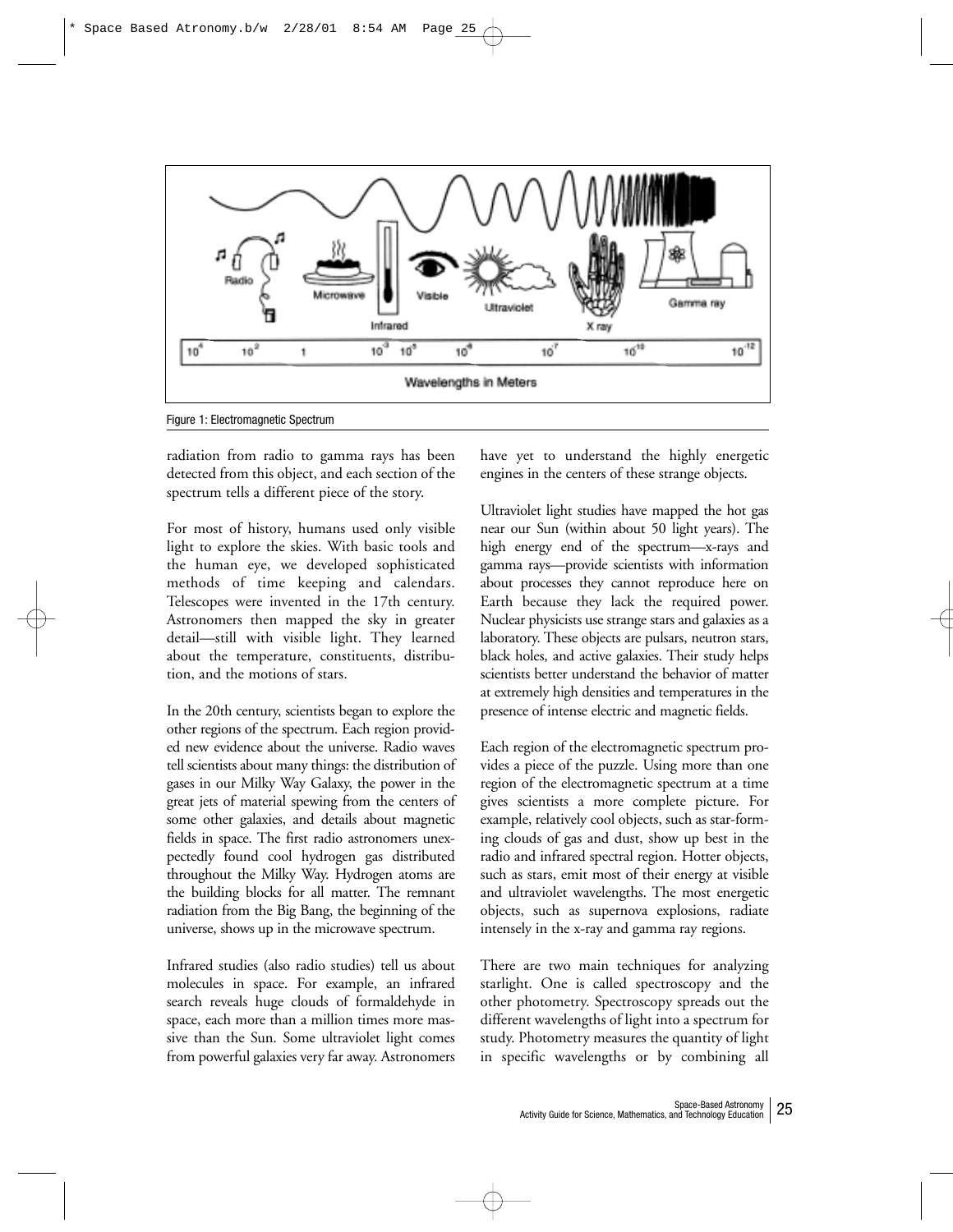Figure 1: Electromagnetic Spectrum

radiation from radio to gamma rays has been detected from this object, and each section of the spectrum tells a different piece of the story.

For most of history, humans used only visible light to explore the skies. With basic tools and the human eye, we developed sophisticated methods of time keeping and calendars. Telescopes were invented in the 17th century. Astronomers then mapped the sky in greater detail—still with visible light. They learned about the temperature, constituents, distribution, and the motions of stars.

In the 20th century, scientists began to explore the other regions of the spectrum. Each region provided new evidence about the universe. Radio waves tell scientists about many things: the distribution of gases in our Milky Way Galaxy, the power in the great jets of material spewing from the centers of some other galaxies, and details about magnetic fields in space. The first radio astronomers unexpectedly found cool hydrogen gas distributed throughout the Milky Way. Hydrogen atoms are the building blocks for all matter. The remnant radiation from the Big Bang, the beginning of the universe, shows up in the microwave spectrum.

Infrared studies (also radio studies) tell us about molecules in space. For example, an infrared search reveals huge clouds of formaldehyde in space, each more than a million times more massive than the Sun. Some ultraviolet light comes from powerful galaxies very far away. Astronomers have yet to understand the highly energetic engines in the centers of these strange objects.

Ultraviolet light studies have mapped the hot gas near our Sun (within about 50 light years). The high energy end of the spectrum—x-rays and gamma rays—provide scientists with information about processes they cannot reproduce here on Earth because they lack the required power. Nuclear physicists use strange stars and galaxies as a laboratory. These objects are pulsars, neutron stars, black holes, and active galaxies. Their study helps scientists better understand the behavior of matter at extremely high densities and temperatures in the presence of intense electric and magnetic fields.

Each region of the electromagnetic spectrum provides a piece of the puzzle. Using more than one region of the electromagnetic spectrum at a time gives scientists a more complete picture. For example, relatively cool objects, such as star-forming clouds of gas and dust, show up best in the radio and infrared spectral region. Hotter objects, such as stars, emit most of their energy at visible and ultraviolet wavelengths. The most energetic objects, such as supernova explosions, radiate intensely in the x-ray and gamma ray regions.

There are two main techniques for analyzing starlight. One is called spectroscopy and the other photometry. Spectroscopy spreads out the different wavelengths of light into a spectrum for study. Photometry measures the quantity of light in specific wavelengths or by combining all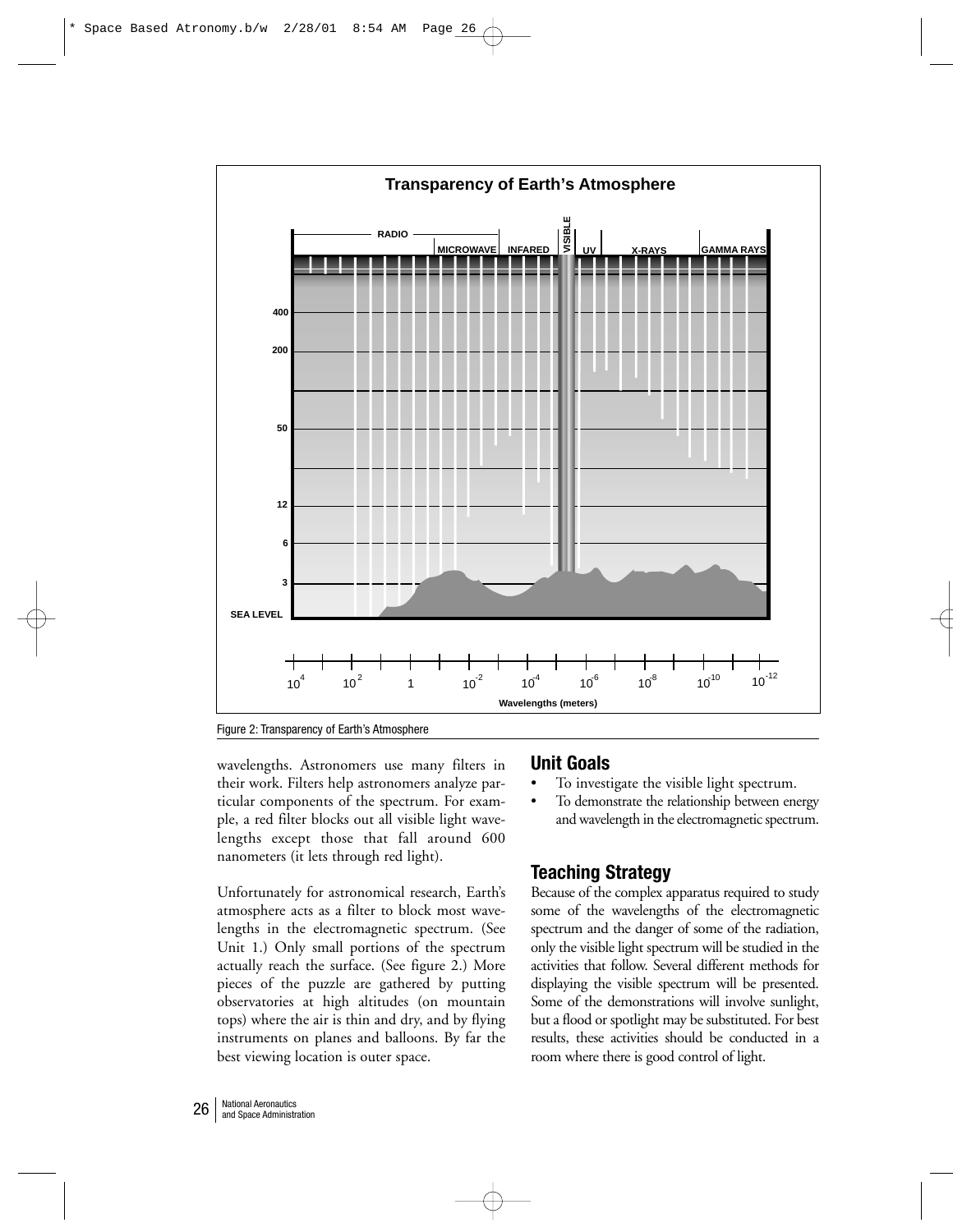Figure 2: Transparency of Earth's Atmosphere

wavelengths. Astronomers use many filters in their work. Filters help astronomers analyze particular components of the spectrum. For example, a red filter blocks out all visible light wavelengths except those that fall around 600 nanometers (it lets through red light).

Unfortunately for astronomical research, Earth's atmosphere acts as a filter to block most wavelengths in the electromagnetic spectrum. (See Unit 1.) Only small portions of the spectrum actually reach the surface. (See figure 2.) More pieces of the puzzle are gathered by putting observatories at high altitudes (on mountain tops) where the air is thin and dry, and by flying instruments on planes and balloons. By far the best viewing location is outer space.

## Unit Goals

- To investigate the visible light spectrum.
- To demonstrate the relationship between energy and wavelength in the electromagnetic spectrum.

## Teaching Strategy

Because of the complex apparatus required to study some of the wavelengths of the electromagnetic spectrum and the danger of some of the radiation, only the visible light spectrum will be studied in the activities that follow. Several different methods for displaying the visible spectrum will be presented. Some of the demonstrations will involve sunlight, but a flood or spotlight may be substituted. For best results, these activities should be conducted in a room where there is good control of light.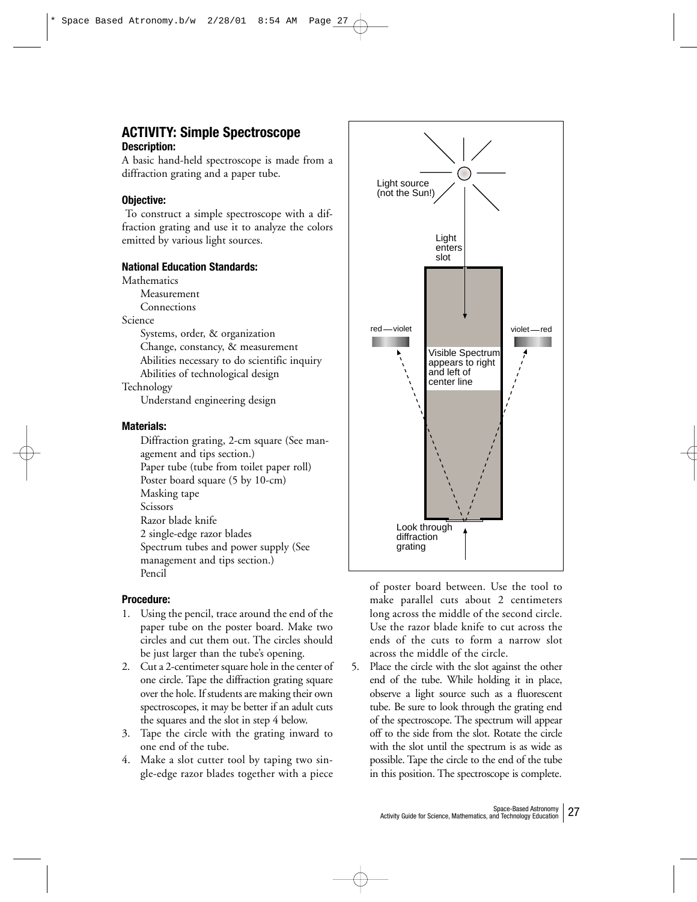## ACTIVITY: Simple Spectroscope

### Description:

A basic hand-held spectroscope is made from a diffraction grating and a paper tube.

### Objective:

To construct a simple spectroscope with a diffraction grating and use it to analyze the colors emitted by various light sources.

### National Education Standards:

Mathematics
- Measurement
- Connections

Science
- Systems, order, & organization
- Change, constancy, & measurement
- Abilities necessary to do scientific inquiry
- Abilities of technological design

Technology
- Understand engineering design

### Materials:

- Diffraction grating, 2-cm square (See management and tips section.)
- Paper tube (tube from toilet paper roll)
- Poster board square (5 by 10-cm)
- Masking tape
- Scissors
- Razor blade knife
- 2 single-edge razor blades
- Spectrum tubes and power supply (See management and tips section.)
- Pencil

### Procedure:

1. Using the pencil, trace around the end of the paper tube on the poster board. Make two circles and cut them out. The circles should be just larger than the tube's opening.
2. Cut a 2-centimeter square hole in the center of one circle. Tape the diffraction grating square over the hole. If students are making their own spectroscopes, it may be better if an adult cuts the squares and the slot in step 4 below.
3. Tape the circle with the grating inward to one end of the tube.
4. Make a slot cutter tool by taping two single-edge razor blades together with a piece of poster board between. Use the tool to make parallel cuts about 2 centimeters long across the middle of the second circle. Use the razor blade knife to cut across the ends of the cuts to form a narrow slot across the middle of the circle.
5. Place the circle with the slot against the other end of the tube. While holding it in place, observe a light source such as a fluorescent tube. Be sure to look through the grating end of the spectroscope. The spectrum will appear off to the side from the slot. Rotate the circle with the slot until the spectrum is as wide as possible. Tape the circle to the end of the tube in this position. The spectroscope is complete.

Light source (not the Sun!)

Light enters slot

red — violet

violet — red

Visible Spectrum appears to right and left of center line

Look through diffraction grating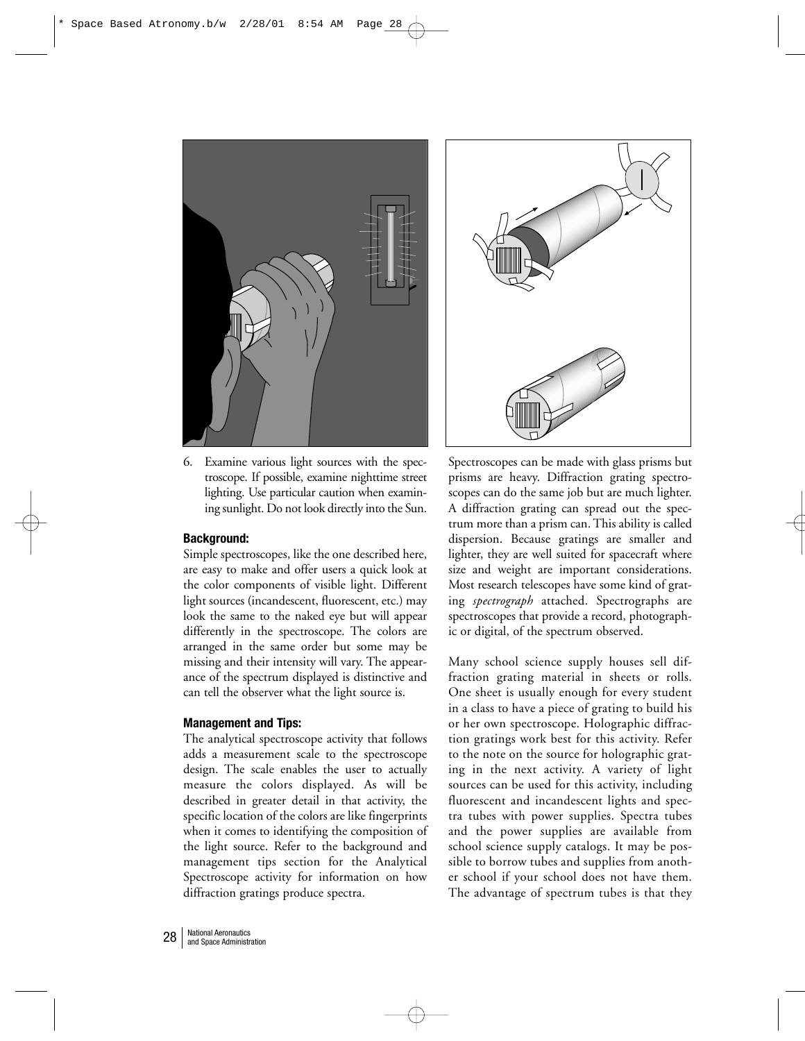6. Examine various light sources with the spectroscope. If possible, examine nighttime street lighting. Use particular caution when examining sunlight. Do not look directly into the Sun.

### Background:

Simple spectroscopes, like the one described here, are easy to make and offer users a quick look at the color components of visible light. Different light sources (incandescent, fluorescent, etc.) may look the same to the naked eye but will appear differently in the spectroscope. The colors are arranged in the same order but some may be missing and their intensity will vary. The appearance of the spectrum displayed is distinctive and can tell the observer what the light source is.

### Management and Tips:

The analytical spectroscope activity that follows adds a measurement scale to the spectroscope design. The scale enables the user to actually measure the colors displayed. As will be described in greater detail in that activity, the specific location of the colors are like fingerprints when it comes to identifying the composition of the light source. Refer to the background and management tips section for the Analytical Spectroscope activity for information on how diffraction gratings produce spectra.

Spectroscopes can be made with glass prisms but prisms are heavy. Diffraction grating spectroscopes can do the same job but are much lighter. A diffraction grating can spread out the spectrum more than a prism can. This ability is called dispersion. Because gratings are smaller and lighter, they are well suited for spacecraft where size and weight are important considerations. Most research telescopes have some kind of grating *spectrograph* attached. Spectrographs are spectroscopes that provide a record, photographic or digital, of the spectrum observed.

Many school science supply houses sell diffraction grating material in sheets or rolls. One sheet is usually enough for every student in a class to have a piece of grating to build his or her own spectroscope. Holographic diffraction gratings work best for this activity. Refer to the note on the source for holographic grating in the next activity. A variety of light sources can be used for this activity, including fluorescent and incandescent lights and spectra tubes with power supplies. Spectra tubes and the power supplies are available from school science supply catalogs. It may be possible to borrow tubes and supplies from another school if your school does not have them. The advantage of spectrum tubes is that they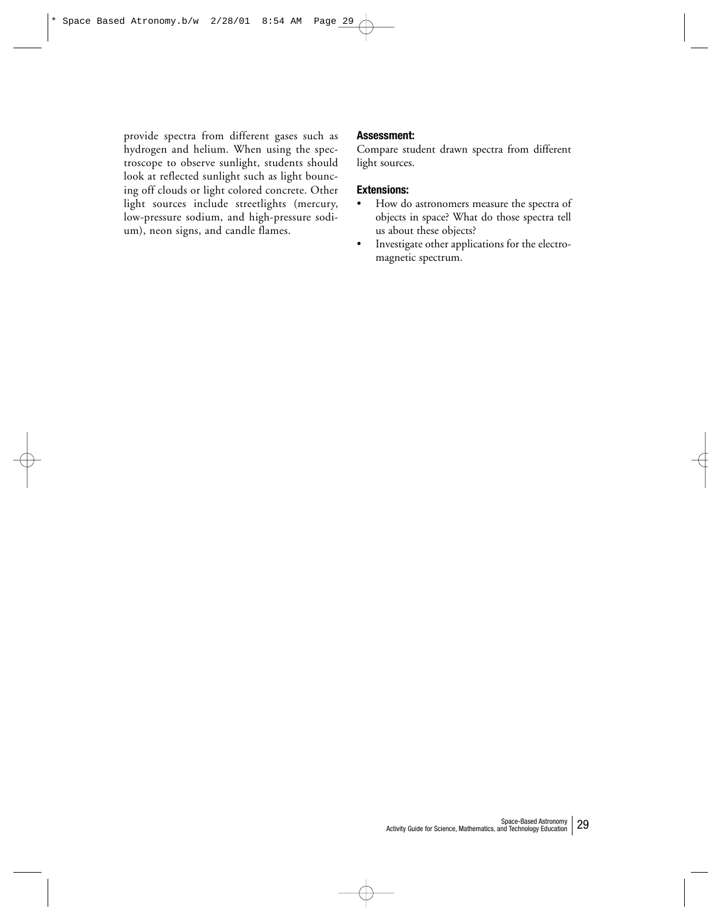provide spectra from different gases such as hydrogen and helium. When using the spectroscope to observe sunlight, students should look at reflected sunlight such as light bouncing off clouds or light colored concrete. Other light sources include streetlights (mercury, low-pressure sodium, and high-pressure sodium), neon signs, and candle flames.

**Assessment:**

Compare student drawn spectra from different light sources.

**Extensions:**

- How do astronomers measure the spectra of objects in space? What do those spectra tell us about these objects?
- Investigate other applications for the electromagnetic spectrum.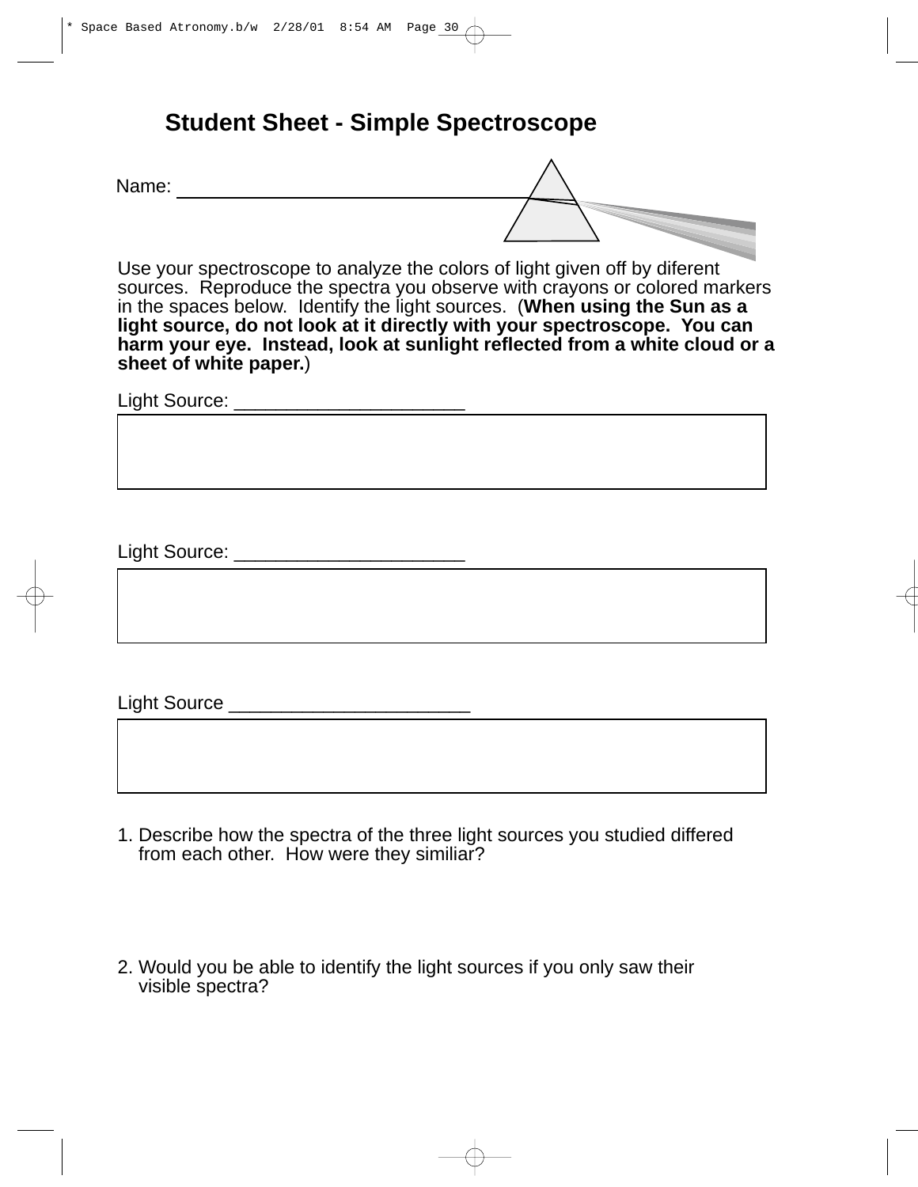# Student Sheet - Simple Spectroscope

Name: ______________________________

Use your spectroscope to analyze the colors of light given off by diferent sources. Reproduce the spectra you observe with crayons or colored markers in the spaces below. Identify the light sources. (**When using the Sun as a light source, do not look at it directly with your spectroscope. You can harm your eye. Instead, look at sunlight reflected from a white cloud or a sheet of white paper.**)

Light Source: ______________________

Light Source: ______________________

Light Source _______________________

1. Describe how the spectra of the three light sources you studied differed from each other. How were they similiar?

2. Would you be able to identify the light sources if you only saw their visible spectra?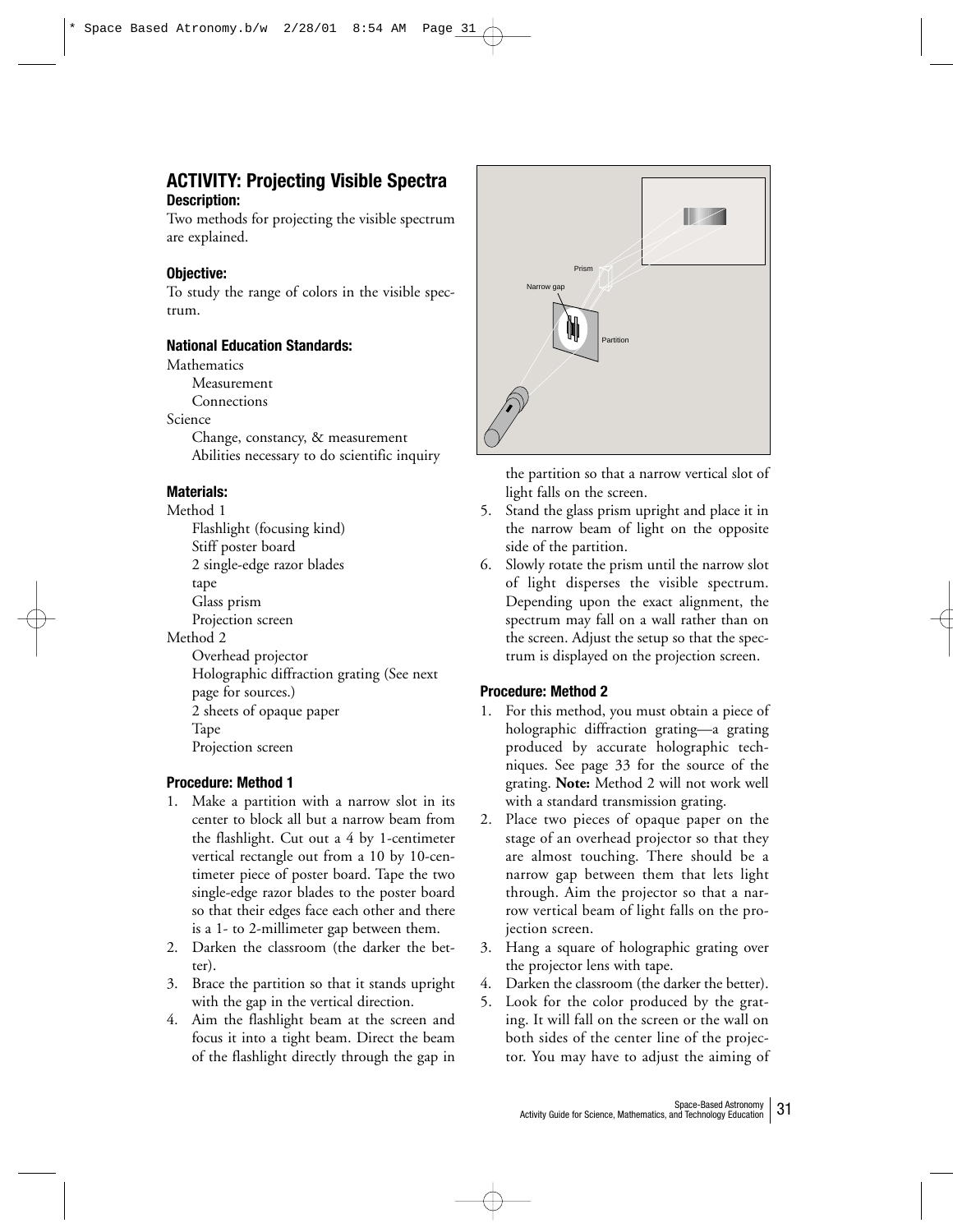## ACTIVITY: Projecting Visible Spectra

### Description:

Two methods for projecting the visible spectrum are explained.

### Objective:

To study the range of colors in the visible spectrum.

### National Education Standards:

Mathematics
- Measurement
- Connections

Science
- Change, constancy, & measurement
- Abilities necessary to do scientific inquiry

### Materials:

Method 1
- Flashlight (focusing kind)
- Stiff poster board
- 2 single-edge razor blades
- tape
- Glass prism
- Projection screen

Method 2
- Overhead projector
- Holographic diffraction grating (See next page for sources.)
- 2 sheets of opaque paper
- Tape
- Projection screen

### Procedure: Method 1

1. Make a partition with a narrow slot in its center to block all but a narrow beam from the flashlight. Cut out a 4 by 1-centimeter vertical rectangle out from a 10 by 10-centimeter piece of poster board. Tape the two single-edge razor blades to the poster board so that their edges face each other and there is a 1- to 2-millimeter gap between them.
2. Darken the classroom (the darker the better).
3. Brace the partition so that it stands upright with the gap in the vertical direction.
4. Aim the flashlight beam at the screen and focus it into a tight beam. Direct the beam of the flashlight directly through the gap in the partition so that a narrow vertical slot of light falls on the screen.
5. Stand the glass prism upright and place it in the narrow beam of light on the opposite side of the partition.
6. Slowly rotate the prism until the narrow slot of light disperses the visible spectrum. Depending upon the exact alignment, the spectrum may fall on a wall rather than on the screen. Adjust the setup so that the spectrum is displayed on the projection screen.

### Procedure: Method 2

1. For this method, you must obtain a piece of holographic diffraction grating—a grating produced by accurate holographic techniques. See page 33 for the source of the grating. **Note:** Method 2 will not work well with a standard transmission grating.
2. Place two pieces of opaque paper on the stage of an overhead projector so that they are almost touching. There should be a narrow gap between them that lets light through. Aim the projector so that a narrow vertical beam of light falls on the projection screen.
3. Hang a square of holographic grating over the projector lens with tape.
4. Darken the classroom (the darker the better).
5. Look for the color produced by the grating. It will fall on the screen or the wall on both sides of the center line of the projector. You may have to adjust the aiming of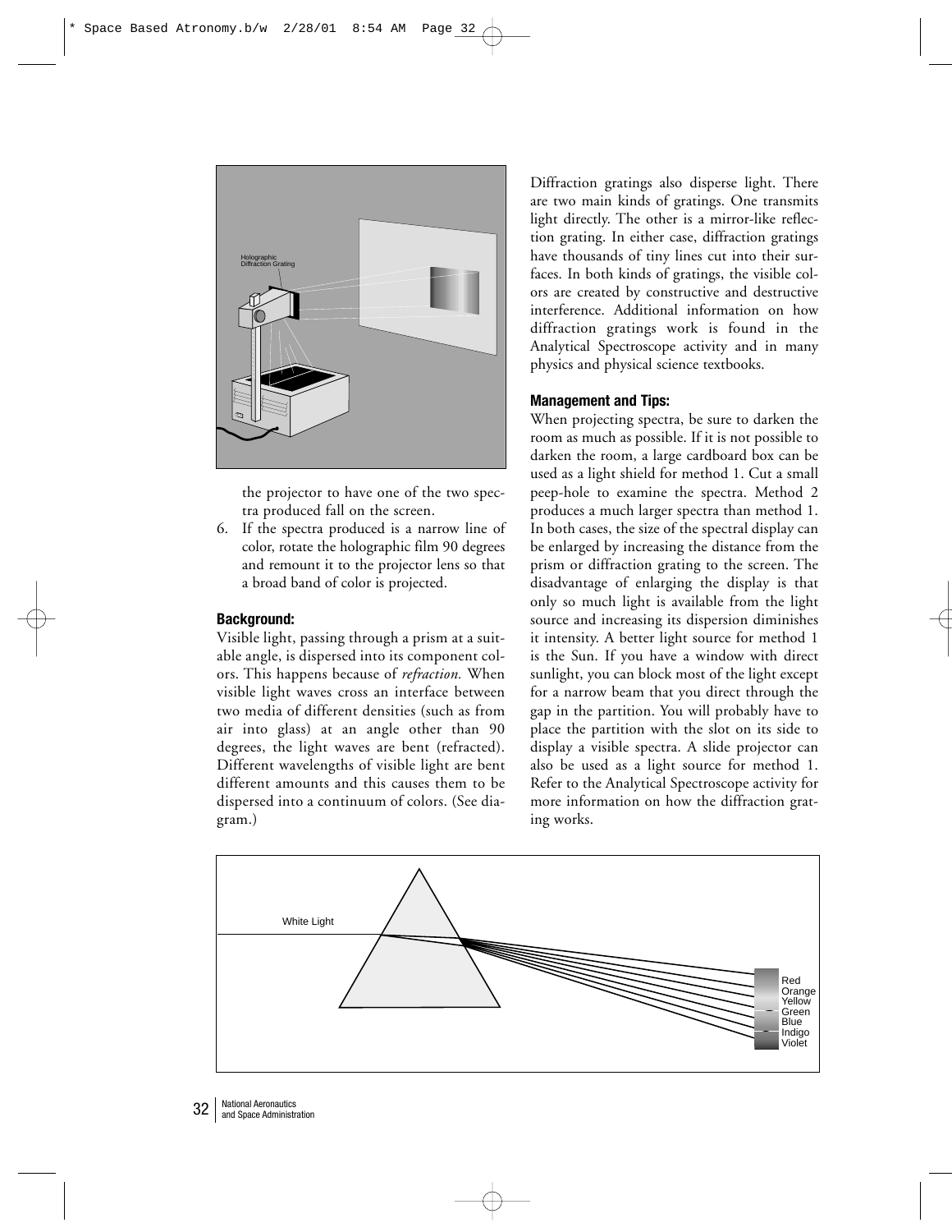the projector to have one of the two spectra produced fall on the screen.

6. If the spectra produced is a narrow line of color, rotate the holographic film 90 degrees and remount it to the projector lens so that a broad band of color is projected.

### Background:

Visible light, passing through a prism at a suitable angle, is dispersed into its component colors. This happens because of *refraction.* When visible light waves cross an interface between two media of different densities (such as from air into glass) at an angle other than 90 degrees, the light waves are bent (refracted). Different wavelengths of visible light are bent different amounts and this causes them to be dispersed into a continuum of colors. (See diagram.)

Diffraction gratings also disperse light. There are two main kinds of gratings. One transmits light directly. The other is a mirror-like reflection grating. In either case, diffraction gratings have thousands of tiny lines cut into their surfaces. In both kinds of gratings, the visible colors are created by constructive and destructive interference. Additional information on how diffraction gratings work is found in the Analytical Spectroscope activity and in many physics and physical science textbooks.

### Management and Tips:

When projecting spectra, be sure to darken the room as much as possible. If it is not possible to darken the room, a large cardboard box can be used as a light shield for method 1. Cut a small peep-hole to examine the spectra. Method 2 produces a much larger spectra than method 1. In both cases, the size of the spectral display can be enlarged by increasing the distance from the prism or diffraction grating to the screen. The disadvantage of enlarging the display is that only so much light is available from the light source and increasing its dispersion diminishes it intensity. A better light source for method 1 is the Sun. If you have a window with direct sunlight, you can block most of the light except for a narrow beam that you direct through the gap in the partition. You will probably have to place the partition with the slot on its side to display a visible spectra. A slide projector can also be used as a light source for method 1. Refer to the Analytical Spectroscope activity for more information on how the diffraction grating works.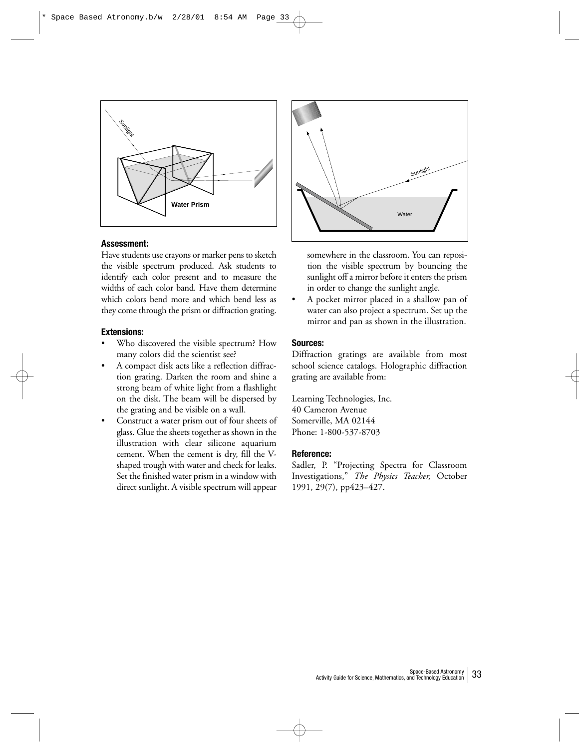### Assessment:

Have students use crayons or marker pens to sketch the visible spectrum produced. Ask students to identify each color present and to measure the widths of each color band. Have them determine which colors bend more and which bend less as they come through the prism or diffraction grating.

### Extensions:

- Who discovered the visible spectrum? How many colors did the scientist see?
- A compact disk acts like a reflection diffraction grating. Darken the room and shine a strong beam of white light from a flashlight on the disk. The beam will be dispersed by the grating and be visible on a wall.
- Construct a water prism out of four sheets of glass. Glue the sheets together as shown in the illustration with clear silicone aquarium cement. When the cement is dry, fill the V-shaped trough with water and check for leaks. Set the finished water prism in a window with direct sunlight. A visible spectrum will appear somewhere in the classroom. You can reposition the visible spectrum by bouncing the sunlight off a mirror before it enters the prism in order to change the sunlight angle.
- A pocket mirror placed in a shallow pan of water can also project a spectrum. Set up the mirror and pan as shown in the illustration.

### Sources:

Diffraction gratings are available from most school science catalogs. Holographic diffraction grating are available from:

Learning Technologies, Inc.
40 Cameron Avenue
Somerville, MA 02144
Phone: 1-800-537-8703

### Reference:

Sadler, P. "Projecting Spectra for Classroom Investigations," *The Physics Teacher,* October 1991, 29(7), pp423–427.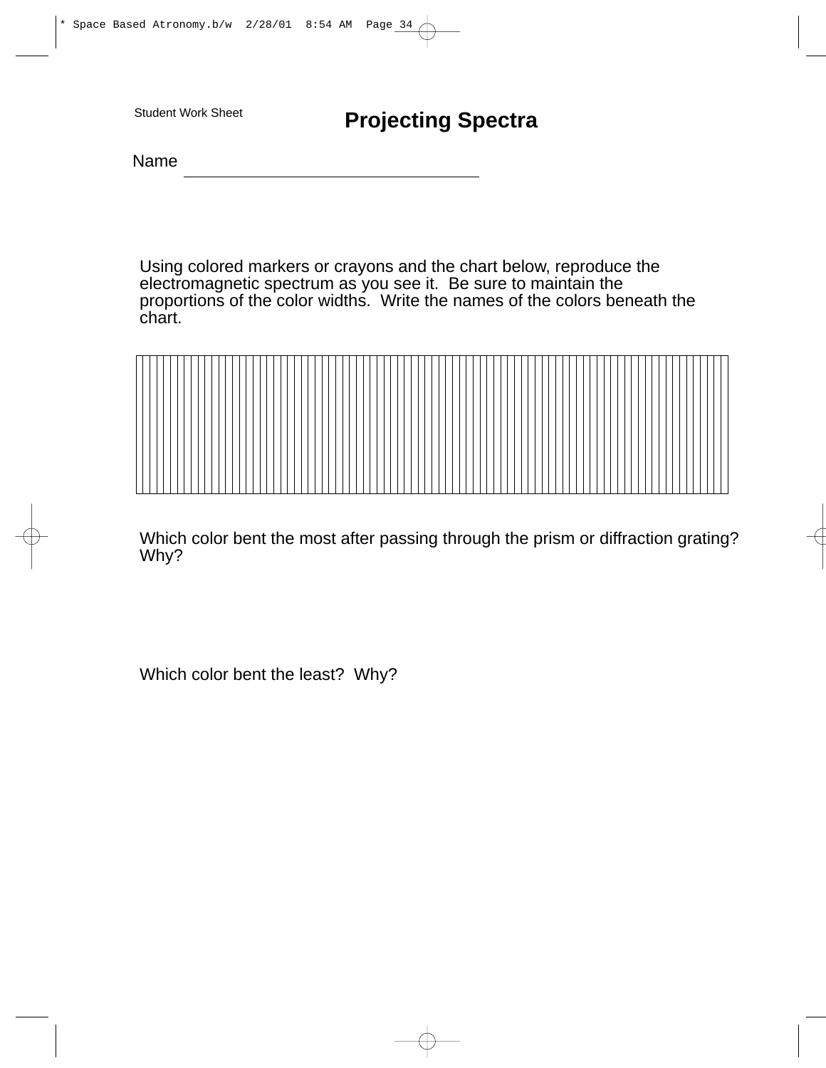Student Work Sheet

# Projecting Spectra

Name ______________________________

Using colored markers or crayons and the chart below, reproduce the electromagnetic spectrum as you see it. Be sure to maintain the proportions of the color widths. Write the names of the colors beneath the chart.

Which color bent the most after passing through the prism or diffraction grating? Why?

Which color bent the least? Why?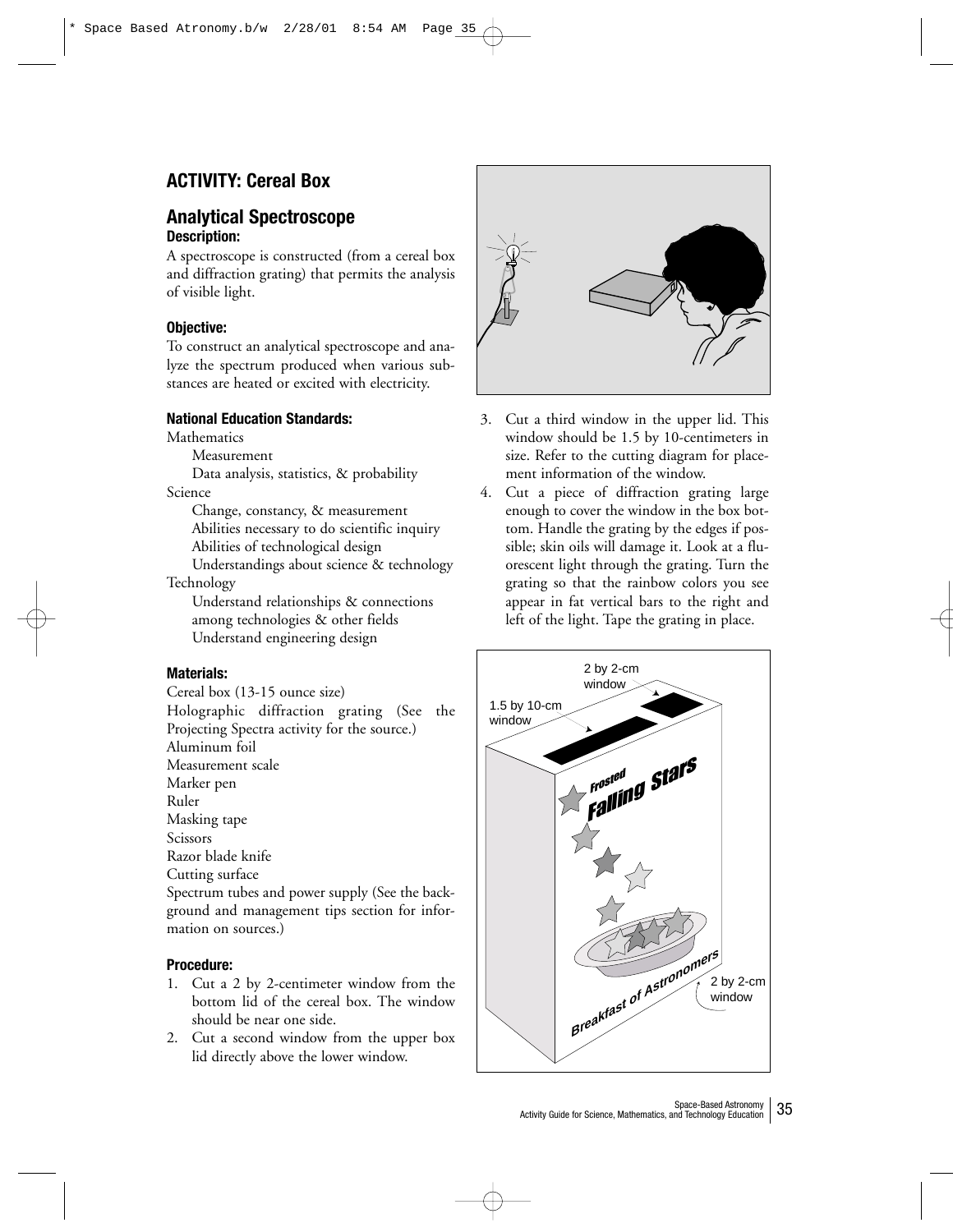## ACTIVITY: Cereal Box

## Analytical Spectroscope

### Description:

A spectroscope is constructed (from a cereal box and diffraction grating) that permits the analysis of visible light.

### Objective:

To construct an analytical spectroscope and analyze the spectrum produced when various substances are heated or excited with electricity.

### National Education Standards:

Mathematics
- Measurement
- Data analysis, statistics, & probability

Science
- Change, constancy, & measurement
- Abilities necessary to do scientific inquiry
- Abilities of technological design
- Understandings about science & technology

Technology
- Understand relationships & connections among technologies & other fields
- Understand engineering design

### Materials:

Cereal box (13-15 ounce size)
Holographic diffraction grating (See the Projecting Spectra activity for the source.)
Aluminum foil
Measurement scale
Marker pen
Ruler
Masking tape
Scissors
Razor blade knife
Cutting surface
Spectrum tubes and power supply (See the background and management tips section for information on sources.)

### Procedure:

1. Cut a 2 by 2-centimeter window from the bottom lid of the cereal box. The window should be near one side.
2. Cut a second window from the upper box lid directly above the lower window.
3. Cut a third window in the upper lid. This window should be 1.5 by 10-centimeters in size. Refer to the cutting diagram for placement information of the window.
4. Cut a piece of diffraction grating large enough to cover the window in the box bottom. Handle the grating by the edges if possible; skin oils will damage it. Look at a fluorescent light through the grating. Turn the grating so that the rainbow colors you see appear in fat vertical bars to the right and left of the light. Tape the grating in place.

2 by 2-cm window

1.5 by 10-cm window

Frosted Falling Stars

Breakfast of Astronomers

2 by 2-cm window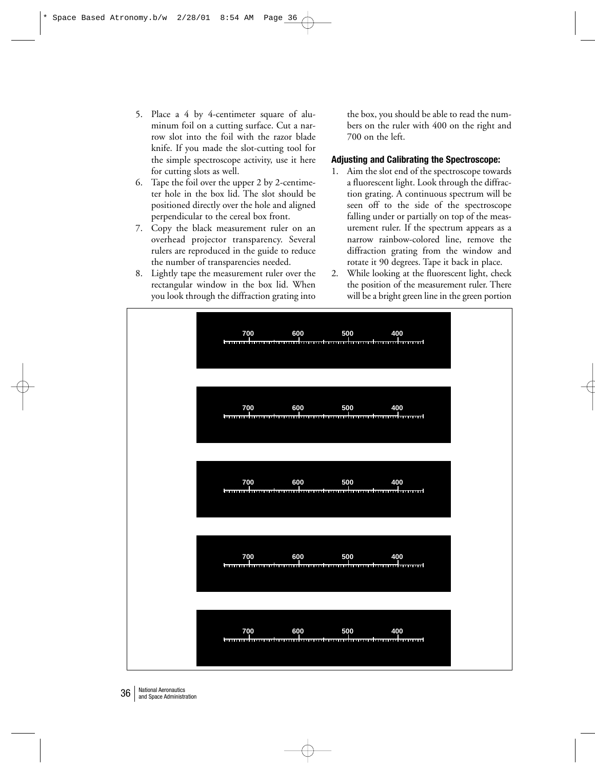5. Place a 4 by 4-centimeter square of aluminum foil on a cutting surface. Cut a narrow slot into the foil with the razor blade knife. If you made the slot-cutting tool for the simple spectroscope activity, use it here for cutting slots as well.
6. Tape the foil over the upper 2 by 2-centimeter hole in the box lid. The slot should be positioned directly over the hole and aligned perpendicular to the cereal box front.
7. Copy the black measurement ruler on an overhead projector transparency. Several rulers are reproduced in the guide to reduce the number of transparencies needed.
8. Lightly tape the measurement ruler over the rectangular window in the box lid. When you look through the diffraction grating into the box, you should be able to read the numbers on the ruler with 400 on the right and 700 on the left.

**Adjusting and Calibrating the Spectroscope:**

1. Aim the slot end of the spectroscope towards a fluorescent light. Look through the diffraction grating. A continuous spectrum will be seen off to the side of the spectroscope falling under or partially on top of the measurement ruler. If the spectrum appears as a narrow rainbow-colored line, remove the diffraction grating from the window and rotate it 90 degrees. Tape it back in place.
2. While looking at the fluorescent light, check the position of the measurement ruler. There will be a bright green line in the green portion

700 600 500 400

700 600 500 400

700 600 500 400

700 600 500 400

700 600 500 400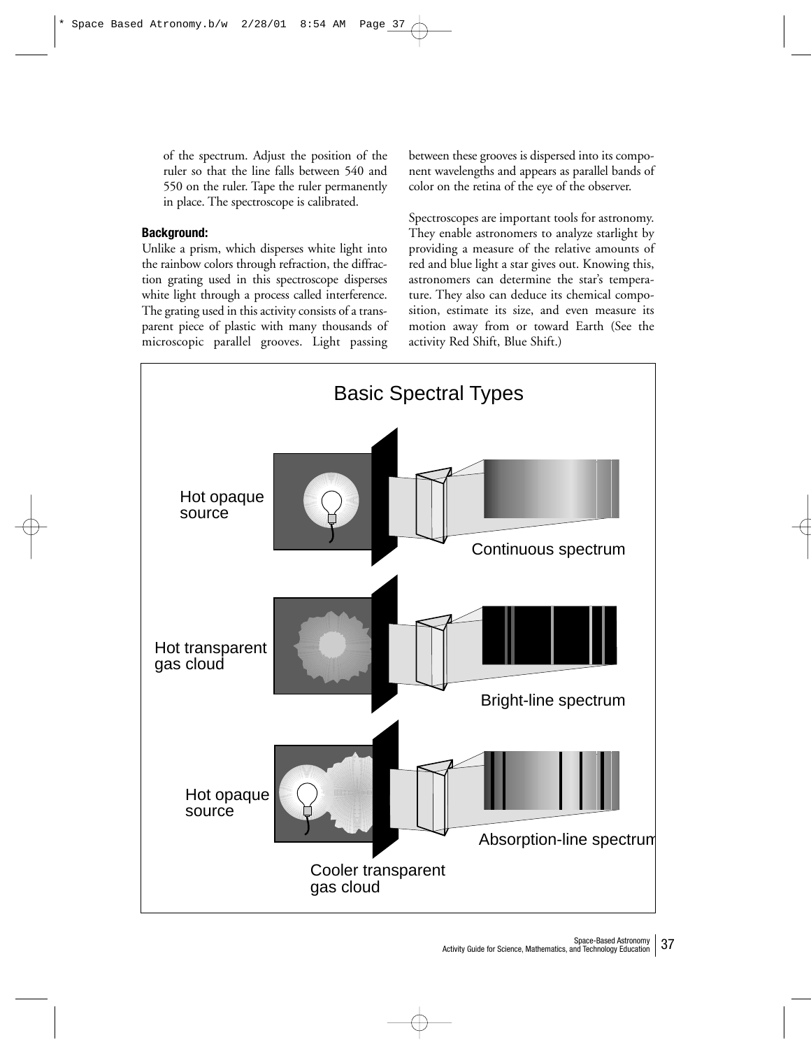of the spectrum. Adjust the position of the ruler so that the line falls between 540 and 550 on the ruler. Tape the ruler permanently in place. The spectroscope is calibrated.

**Background:**

Unlike a prism, which disperses white light into the rainbow colors through refraction, the diffraction grating used in this spectroscope disperses white light through a process called interference. The grating used in this activity consists of a transparent piece of plastic with many thousands of microscopic parallel grooves. Light passing between these grooves is dispersed into its component wavelengths and appears as parallel bands of color on the retina of the eye of the observer.

Spectroscopes are important tools for astronomy. They enable astronomers to analyze starlight by providing a measure of the relative amounts of red and blue light a star gives out. Knowing this, astronomers can determine the star's temperature. They also can deduce its chemical composition, estimate its size, and even measure its motion away from or toward Earth (See the activity Red Shift, Blue Shift.)

Basic Spectral Types

Hot opaque source — Continuous spectrum

Hot transparent gas cloud — Bright-line spectrum

Hot opaque source, Cooler transparent gas cloud — Absorption-line spectrum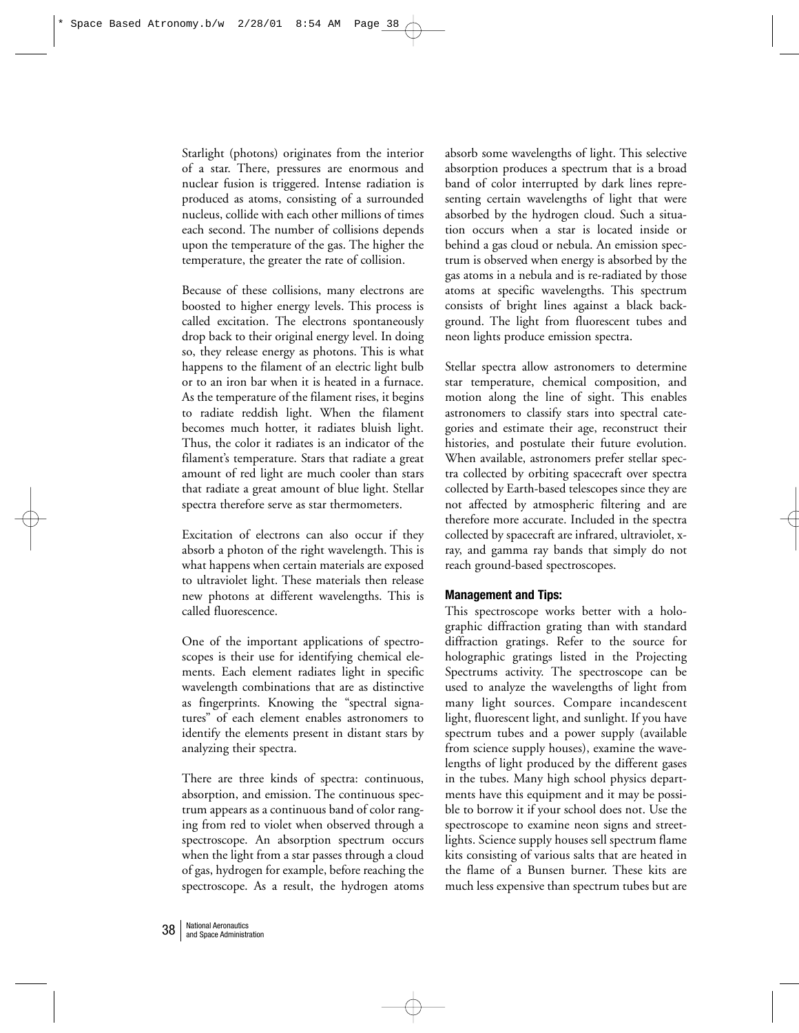Starlight (photons) originates from the interior of a star. There, pressures are enormous and nuclear fusion is triggered. Intense radiation is produced as atoms, consisting of a surrounded nucleus, collide with each other millions of times each second. The number of collisions depends upon the temperature of the gas. The higher the temperature, the greater the rate of collision.

Because of these collisions, many electrons are boosted to higher energy levels. This process is called excitation. The electrons spontaneously drop back to their original energy level. In doing so, they release energy as photons. This is what happens to the filament of an electric light bulb or to an iron bar when it is heated in a furnace. As the temperature of the filament rises, it begins to radiate reddish light. When the filament becomes much hotter, it radiates bluish light. Thus, the color it radiates is an indicator of the filament's temperature. Stars that radiate a great amount of red light are much cooler than stars that radiate a great amount of blue light. Stellar spectra therefore serve as star thermometers.

Excitation of electrons can also occur if they absorb a photon of the right wavelength. This is what happens when certain materials are exposed to ultraviolet light. These materials then release new photons at different wavelengths. This is called fluorescence.

One of the important applications of spectroscopes is their use for identifying chemical elements. Each element radiates light in specific wavelength combinations that are as distinctive as fingerprints. Knowing the "spectral signatures" of each element enables astronomers to identify the elements present in distant stars by analyzing their spectra.

There are three kinds of spectra: continuous, absorption, and emission. The continuous spectrum appears as a continuous band of color ranging from red to violet when observed through a spectroscope. An absorption spectrum occurs when the light from a star passes through a cloud of gas, hydrogen for example, before reaching the spectroscope. As a result, the hydrogen atoms absorb some wavelengths of light. This selective absorption produces a spectrum that is a broad band of color interrupted by dark lines representing certain wavelengths of light that were absorbed by the hydrogen cloud. Such a situation occurs when a star is located inside or behind a gas cloud or nebula. An emission spectrum is observed when energy is absorbed by the gas atoms in a nebula and is re-radiated by those atoms at specific wavelengths. This spectrum consists of bright lines against a black background. The light from fluorescent tubes and neon lights produce emission spectra.

Stellar spectra allow astronomers to determine star temperature, chemical composition, and motion along the line of sight. This enables astronomers to classify stars into spectral categories and estimate their age, reconstruct their histories, and postulate their future evolution. When available, astronomers prefer stellar spectra collected by orbiting spacecraft over spectra collected by Earth-based telescopes since they are not affected by atmospheric filtering and are therefore more accurate. Included in the spectra collected by spacecraft are infrared, ultraviolet, x-ray, and gamma ray bands that simply do not reach ground-based spectroscopes.

### Management and Tips:

This spectroscope works better with a holographic diffraction grating than with standard diffraction gratings. Refer to the source for holographic gratings listed in the Projecting Spectrums activity. The spectroscope can be used to analyze the wavelengths of light from many light sources. Compare incandescent light, fluorescent light, and sunlight. If you have spectrum tubes and a power supply (available from science supply houses), examine the wavelengths of light produced by the different gases in the tubes. Many high school physics departments have this equipment and it may be possible to borrow it if your school does not. Use the spectroscope to examine neon signs and streetlights. Science supply houses sell spectrum flame kits consisting of various salts that are heated in the flame of a Bunsen burner. These kits are much less expensive than spectrum tubes but are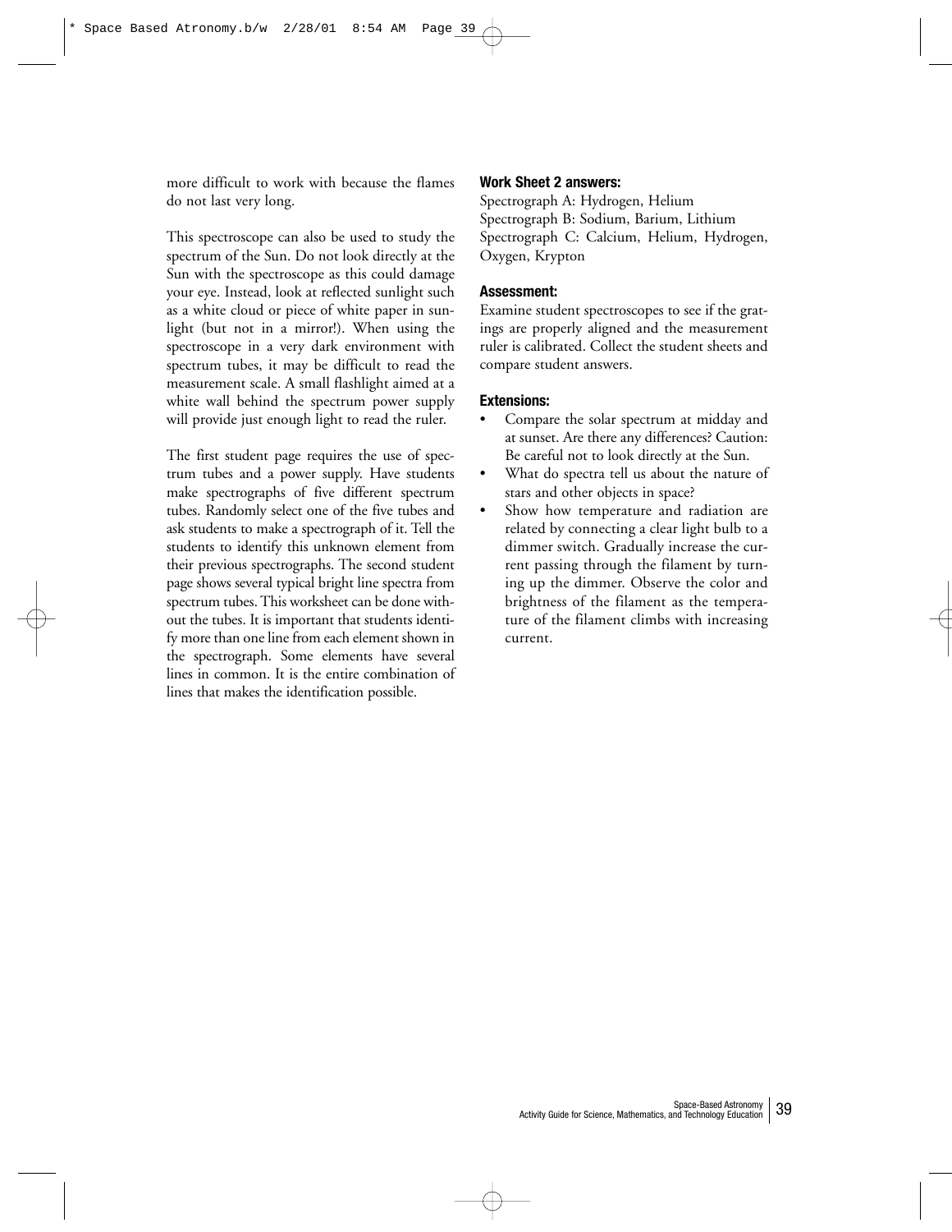more difficult to work with because the flames do not last very long.

This spectroscope can also be used to study the spectrum of the Sun. Do not look directly at the Sun with the spectroscope as this could damage your eye. Instead, look at reflected sunlight such as a white cloud or piece of white paper in sunlight (but not in a mirror!). When using the spectroscope in a very dark environment with spectrum tubes, it may be difficult to read the measurement scale. A small flashlight aimed at a white wall behind the spectrum power supply will provide just enough light to read the ruler.

The first student page requires the use of spectrum tubes and a power supply. Have students make spectrographs of five different spectrum tubes. Randomly select one of the five tubes and ask students to make a spectrograph of it. Tell the students to identify this unknown element from their previous spectrographs. The second student page shows several typical bright line spectra from spectrum tubes. This worksheet can be done without the tubes. It is important that students identify more than one line from each element shown in the spectrograph. Some elements have several lines in common. It is the entire combination of lines that makes the identification possible.

**Work Sheet 2 answers:**

Spectrograph A: Hydrogen, Helium
Spectrograph B: Sodium, Barium, Lithium
Spectrograph C: Calcium, Helium, Hydrogen, Oxygen, Krypton

**Assessment:**

Examine student spectroscopes to see if the gratings are properly aligned and the measurement ruler is calibrated. Collect the student sheets and compare student answers.

**Extensions:**

- Compare the solar spectrum at midday and at sunset. Are there any differences? Caution: Be careful not to look directly at the Sun.
- What do spectra tell us about the nature of stars and other objects in space?
- Show how temperature and radiation are related by connecting a clear light bulb to a dimmer switch. Gradually increase the current passing through the filament by turning up the dimmer. Observe the color and brightness of the filament as the temperature of the filament climbs with increasing current.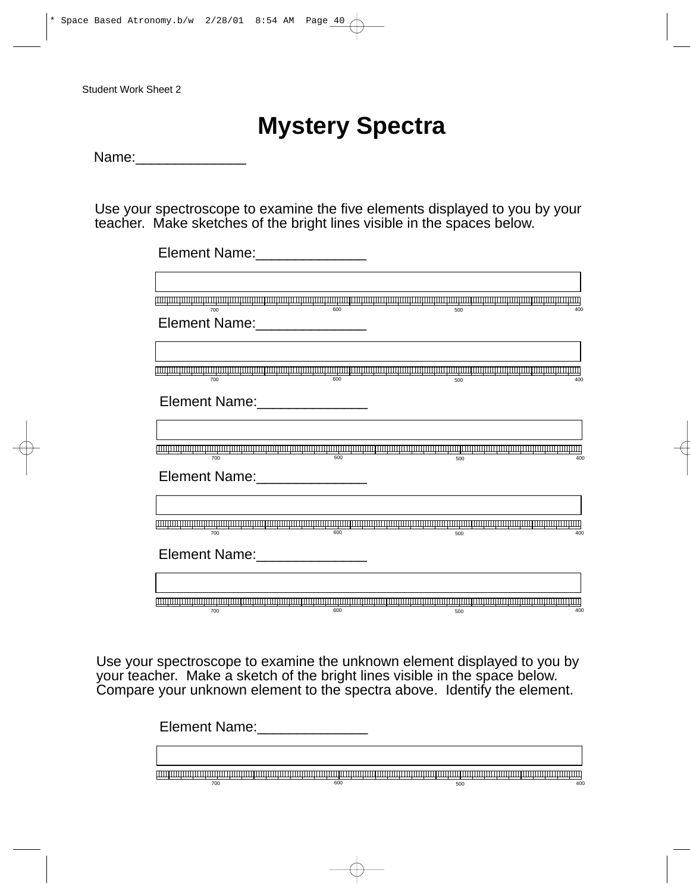Student Work Sheet 2

# Mystery Spectra

Name:______________

Use your spectroscope to examine the five elements displayed to you by your teacher. Make sketches of the bright lines visible in the spaces below.

Element Name:______________

700 600 500 400

Element Name:______________

700 600 500 400

Element Name:______________

700 600 500 400

Element Name:______________

700 600 500 400

Element Name:______________

700 600 500 400

Use your spectroscope to examine the unknown element displayed to you by your teacher. Make a sketch of the bright lines visible in the space below. Compare your unknown element to the spectra above. Identify the element.

Element Name:______________

700 600 500 400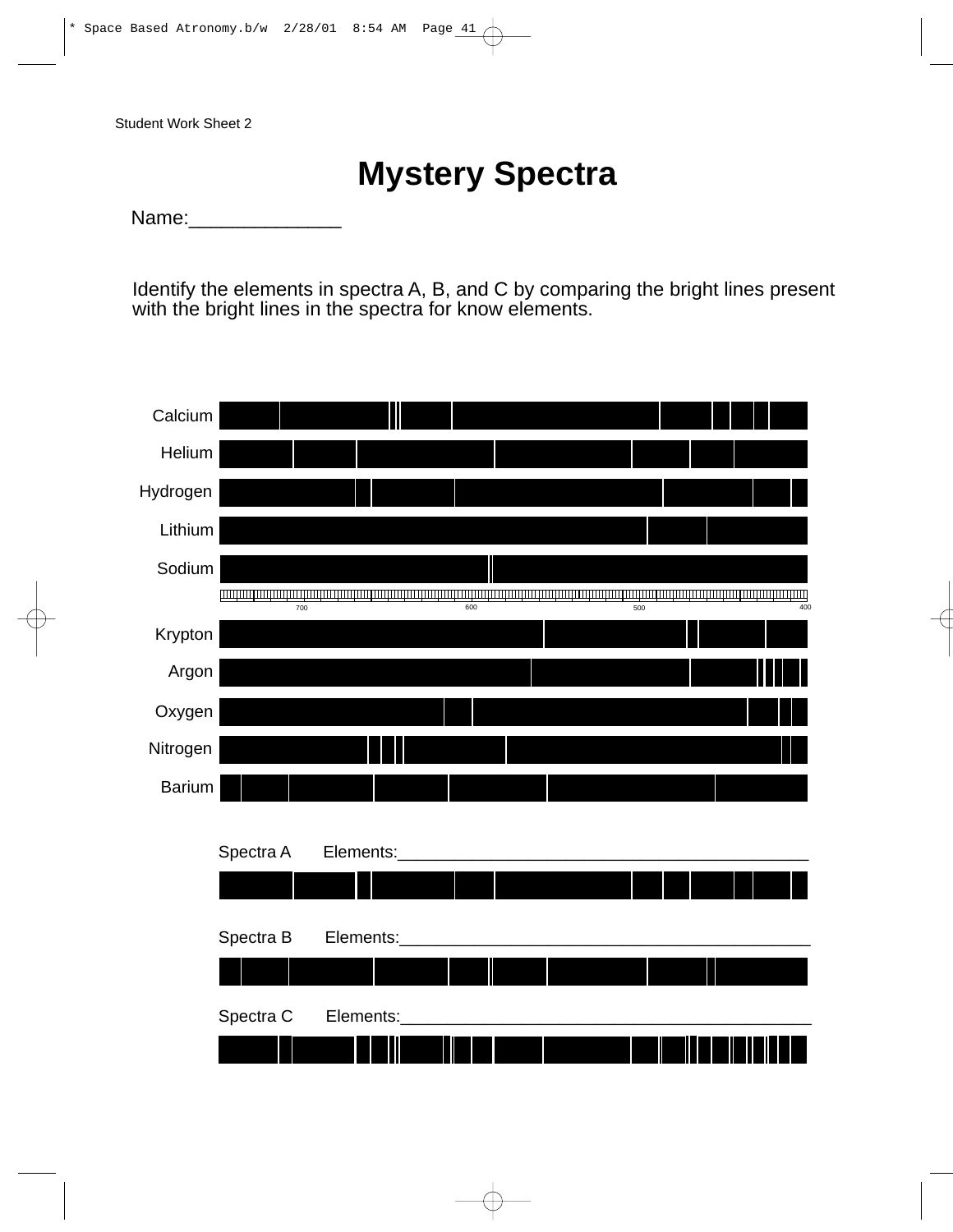Student Work Sheet 2

# Mystery Spectra

Name:______________

Identify the elements in spectra A, B, and C by comparing the bright lines present with the bright lines in the spectra for know elements.

Calcium

Helium

Hydrogen

Lithium

Sodium

700 600 500 400

Krypton

Argon

Oxygen

Nitrogen

Barium

Spectra A Elements:_____________________________________________

Spectra B Elements:_____________________________________________

Spectra C Elements:_____________________________________________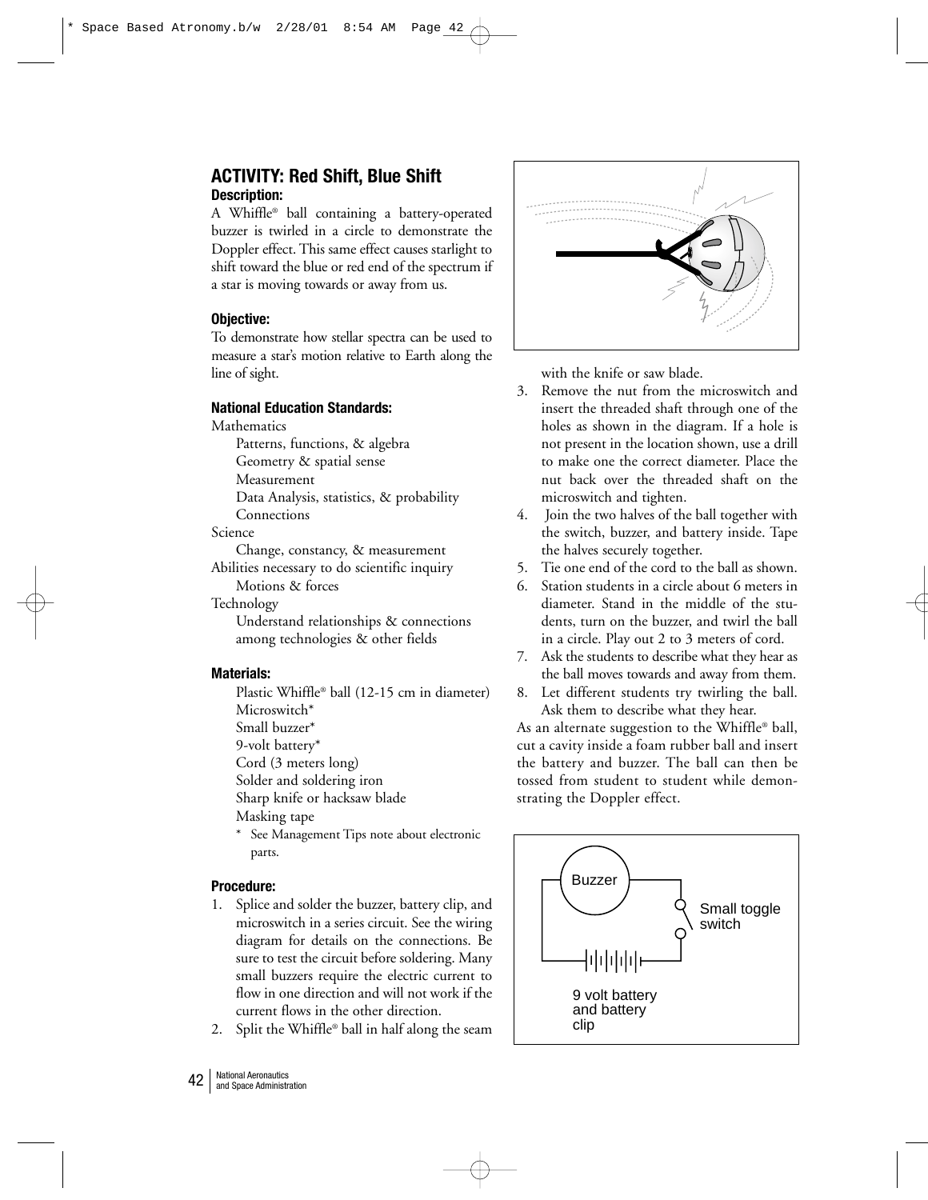## ACTIVITY: Red Shift, Blue Shift

### Description:

A Whiffle® ball containing a battery-operated buzzer is twirled in a circle to demonstrate the Doppler effect. This same effect causes starlight to shift toward the blue or red end of the spectrum if a star is moving towards or away from us.

### Objective:

To demonstrate how stellar spectra can be used to measure a star's motion relative to Earth along the line of sight.

### National Education Standards:

Mathematics
- Patterns, functions, & algebra
- Geometry & spatial sense
- Measurement
- Data Analysis, statistics, & probability
- Connections

Science
- Change, constancy, & measurement

Abilities necessary to do scientific inquiry
- Motions & forces

Technology
- Understand relationships & connections among technologies & other fields

### Materials:

- Plastic Whiffle® ball (12-15 cm in diameter)
- Microswitch*
- Small buzzer*
- 9-volt battery*
- Cord (3 meters long)
- Solder and soldering iron
- Sharp knife or hacksaw blade
- Masking tape

\* See Management Tips note about electronic parts.

### Procedure:

1. Splice and solder the buzzer, battery clip, and microswitch in a series circuit. See the wiring diagram for details on the connections. Be sure to test the circuit before soldering. Many small buzzers require the electric current to flow in one direction and will not work if the current flows in the other direction.
2. Split the Whiffle® ball in half along the seam with the knife or saw blade.
3. Remove the nut from the microswitch and insert the threaded shaft through one of the holes as shown in the diagram. If a hole is not present in the location shown, use a drill to make one the correct diameter. Place the nut back over the threaded shaft on the microswitch and tighten.
4. Join the two halves of the ball together with the switch, buzzer, and battery inside. Tape the halves securely together.
5. Tie one end of the cord to the ball as shown.
6. Station students in a circle about 6 meters in diameter. Stand in the middle of the students, turn on the buzzer, and twirl the ball in a circle. Play out 2 to 3 meters of cord.
7. Ask the students to describe what they hear as the ball moves towards and away from them.
8. Let different students try twirling the ball. Ask them to describe what they hear.

As an alternate suggestion to the Whiffle® ball, cut a cavity inside a foam rubber ball and insert the battery and buzzer. The ball can then be tossed from student to student while demonstrating the Doppler effect.

Buzzer

Small toggle switch

9 volt battery and battery clip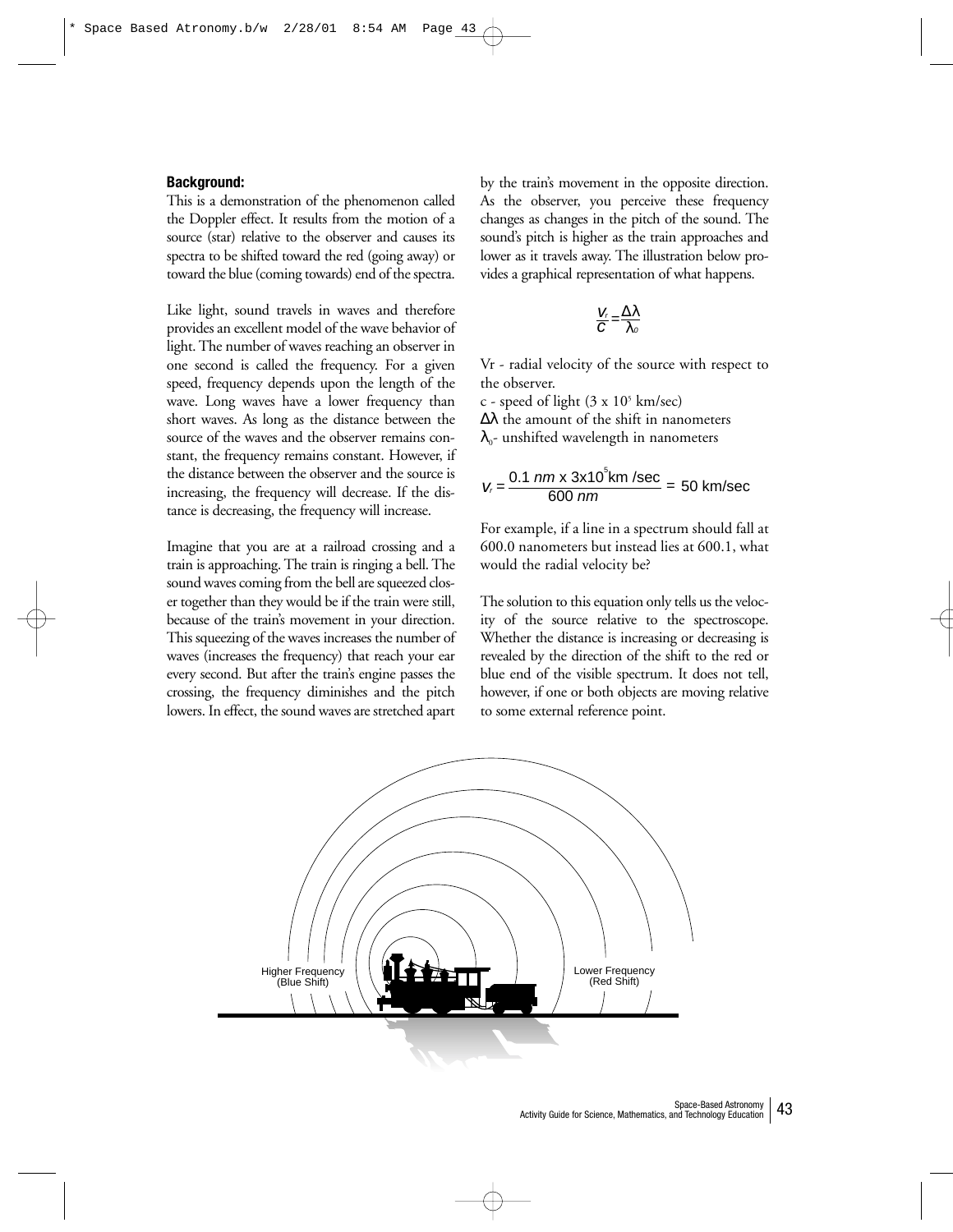**Background:**

This is a demonstration of the phenomenon called the Doppler effect. It results from the motion of a source (star) relative to the observer and causes its spectra to be shifted toward the red (going away) or toward the blue (coming towards) end of the spectra.

Like light, sound travels in waves and therefore provides an excellent model of the wave behavior of light. The number of waves reaching an observer in one second is called the frequency. For a given speed, frequency depends upon the length of the wave. Long waves have a lower frequency than short waves. As long as the distance between the source of the waves and the observer remains constant, the frequency remains constant. However, if the distance between the observer and the source is increasing, the frequency will decrease. If the distance is decreasing, the frequency will increase.

Imagine that you are at a railroad crossing and a train is approaching. The train is ringing a bell. The sound waves coming from the bell are squeezed closer together than they would be if the train were still, because of the train's movement in your direction. This squeezing of the waves increases the number of waves (increases the frequency) that reach your ear every second. But after the train's engine passes the crossing, the frequency diminishes and the pitch lowers. In effect, the sound waves are stretched apart by the train's movement in the opposite direction. As the observer, you perceive these frequency changes as changes in the pitch of the sound. The sound's pitch is higher as the train approaches and lower as it travels away. The illustration below provides a graphical representation of what happens.

$$\frac{V_r}{c} = \frac{\Delta\lambda}{\lambda_0}$$

Vr - radial velocity of the source with respect to the observer.

c - speed of light ($3 \times 10^5$ km/sec)

$\Delta\lambda$ the amount of the shift in nanometers

$\lambda_0$- unshifted wavelength in nanometers

$$V_r = \frac{0.1\ nm \times 3 \times 10^5 \text{ km/sec}}{600\ nm} = 50 \text{ km/sec}$$

For example, if a line in a spectrum should fall at 600.0 nanometers but instead lies at 600.1, what would the radial velocity be?

The solution to this equation only tells us the velocity of the source relative to the spectroscope. Whether the distance is increasing or decreasing is revealed by the direction of the shift to the red or blue end of the visible spectrum. It does not tell, however, if one or both objects are moving relative to some external reference point.

Higher Frequency (Blue Shift)

Lower Frequency (Red Shift)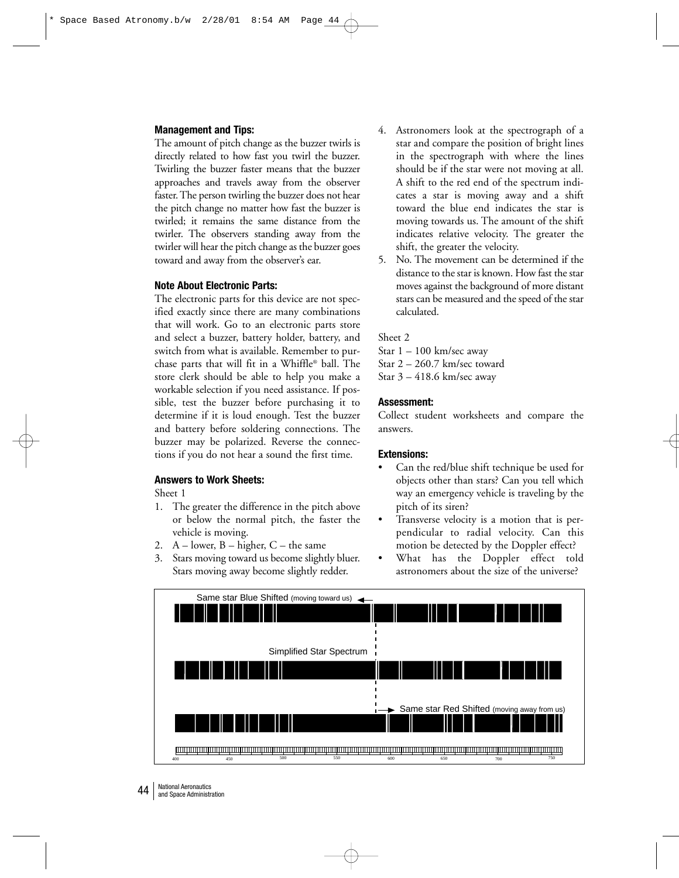### Management and Tips:

The amount of pitch change as the buzzer twirls is directly related to how fast you twirl the buzzer. Twirling the buzzer faster means that the buzzer approaches and travels away from the observer faster. The person twirling the buzzer does not hear the pitch change no matter how fast the buzzer is twirled; it remains the same distance from the twirler. The observers standing away from the twirler will hear the pitch change as the buzzer goes toward and away from the observer's ear.

### Note About Electronic Parts:

The electronic parts for this device are not specified exactly since there are many combinations that will work. Go to an electronic parts store and select a buzzer, battery holder, battery, and switch from what is available. Remember to purchase parts that will fit in a Whiffle® ball. The store clerk should be able to help you make a workable selection if you need assistance. If possible, test the buzzer before purchasing it to determine if it is loud enough. Test the buzzer and battery before soldering connections. The buzzer may be polarized. Reverse the connections if you do not hear a sound the first time.

### Answers to Work Sheets:

Sheet 1

1. The greater the difference in the pitch above or below the normal pitch, the faster the vehicle is moving.
2. A – lower, B – higher, C – the same
3. Stars moving toward us become slightly bluer. Stars moving away become slightly redder.
4. Astronomers look at the spectrograph of a star and compare the position of bright lines in the spectrograph with where the lines should be if the star were not moving at all. A shift to the red end of the spectrum indicates a star is moving away and a shift toward the blue end indicates the star is moving towards us. The amount of the shift indicates relative velocity. The greater the shift, the greater the velocity.
5. No. The movement can be determined if the distance to the star is known. How fast the star moves against the background of more distant stars can be measured and the speed of the star calculated.

Sheet 2

Star 1 – 100 km/sec away
Star 2 – 260.7 km/sec toward
Star 3 – 418.6 km/sec away

### Assessment:

Collect student worksheets and compare the answers.

### Extensions:

- Can the red/blue shift technique be used for objects other than stars? Can you tell which way an emergency vehicle is traveling by the pitch of its siren?
- Transverse velocity is a motion that is perpendicular to radial velocity. Can this motion be detected by the Doppler effect?
- What has the Doppler effect told astronomers about the size of the universe?

Same star Blue Shifted (moving toward us)

Simplified Star Spectrum

Same star Red Shifted (moving away from us)

400 450 500 550 600 650 700 750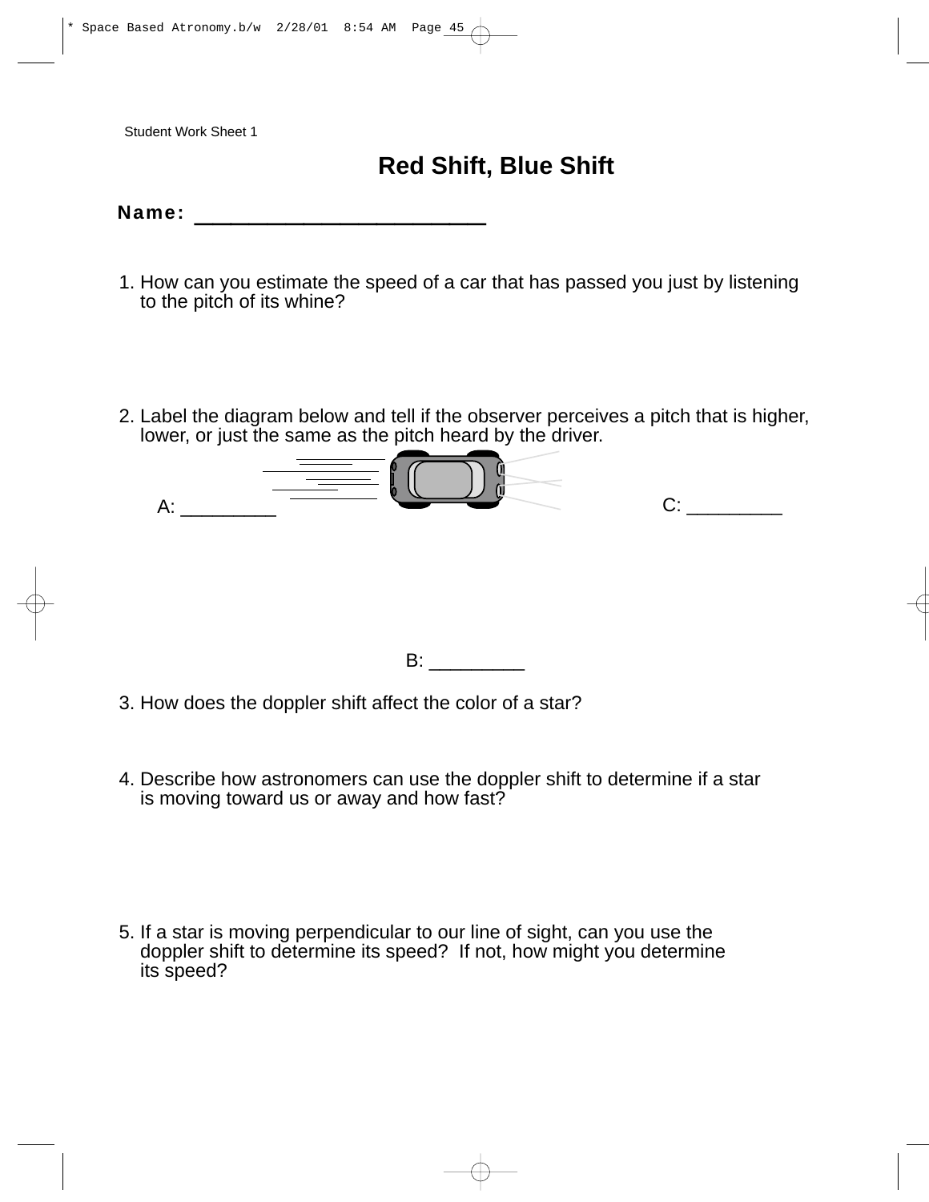Student Work Sheet 1

# Red Shift, Blue Shift

**Name:** ______________________

1. How can you estimate the speed of a car that has passed you just by listening to the pitch of its whine?

2. Label the diagram below and tell if the observer perceives a pitch that is higher, lower, or just the same as the pitch heard by the driver.

A: _________

C: _________

B: _________

3. How does the doppler shift affect the color of a star?

4. Describe how astronomers can use the doppler shift to determine if a star is moving toward us or away and how fast?

5. If a star is moving perpendicular to our line of sight, can you use the doppler shift to determine its speed? If not, how might you determine its speed?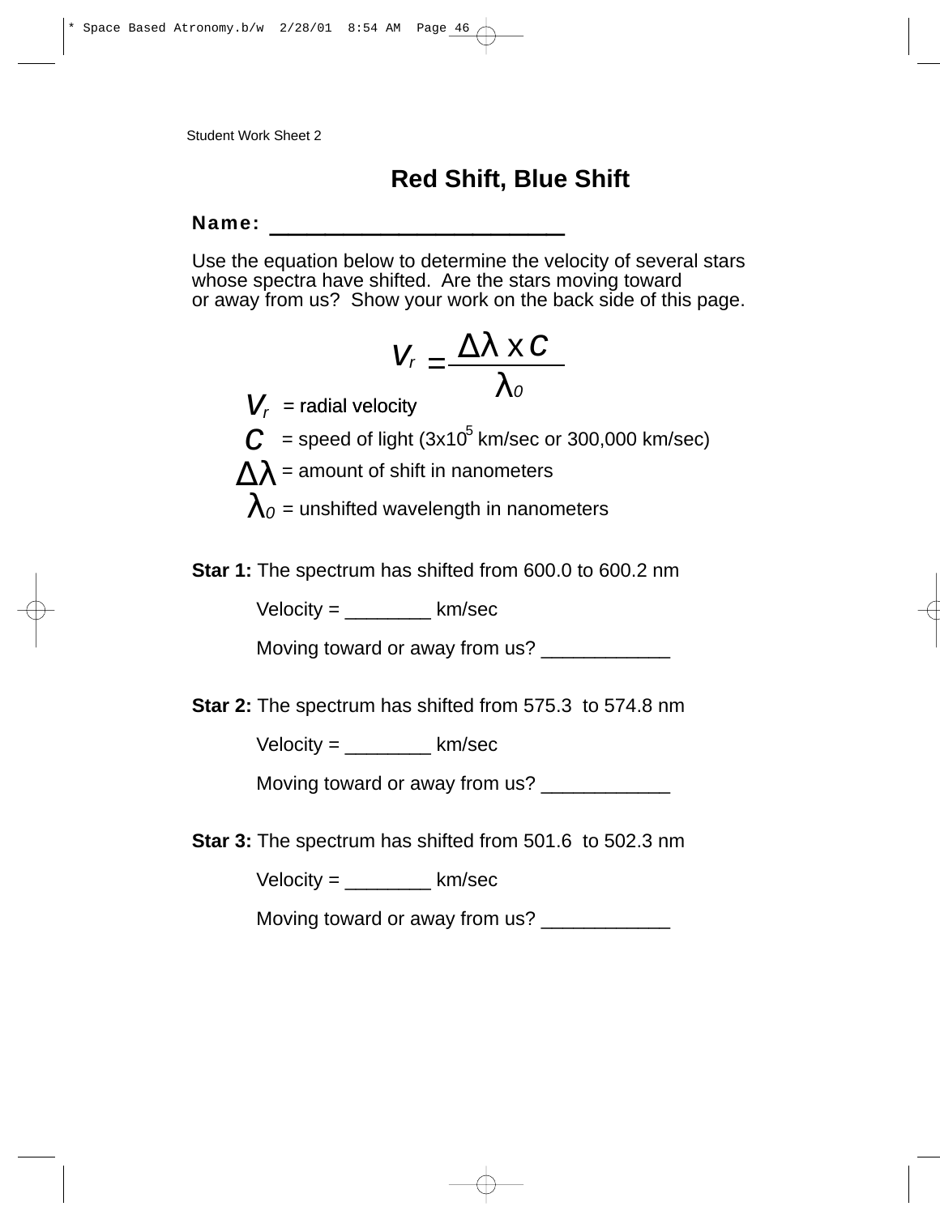Student Work Sheet 2

# Red Shift, Blue Shift

**Name:** ________________________

Use the equation below to determine the velocity of several stars whose spectra have shifted. Are the stars moving toward or away from us? Show your work on the back side of this page.

$$V_r = \frac{\Delta\lambda \times c}{\lambda_0}$$

$V_r$ = radial velocity

$c$ = speed of light ($3 \times 10^5$ km/sec or 300,000 km/sec)

$\Delta\lambda$ = amount of shift in nanometers

$\lambda_0$ = unshifted wavelength in nanometers

**Star 1:** The spectrum has shifted from 600.0 to 600.2 nm

Velocity = ________ km/sec

Moving toward or away from us? ____________

**Star 2:** The spectrum has shifted from 575.3 to 574.8 nm

Velocity = ________ km/sec

Moving toward or away from us? ____________

**Star 3:** The spectrum has shifted from 501.6 to 502.3 nm

Velocity = ________ km/sec

Moving toward or away from us? ____________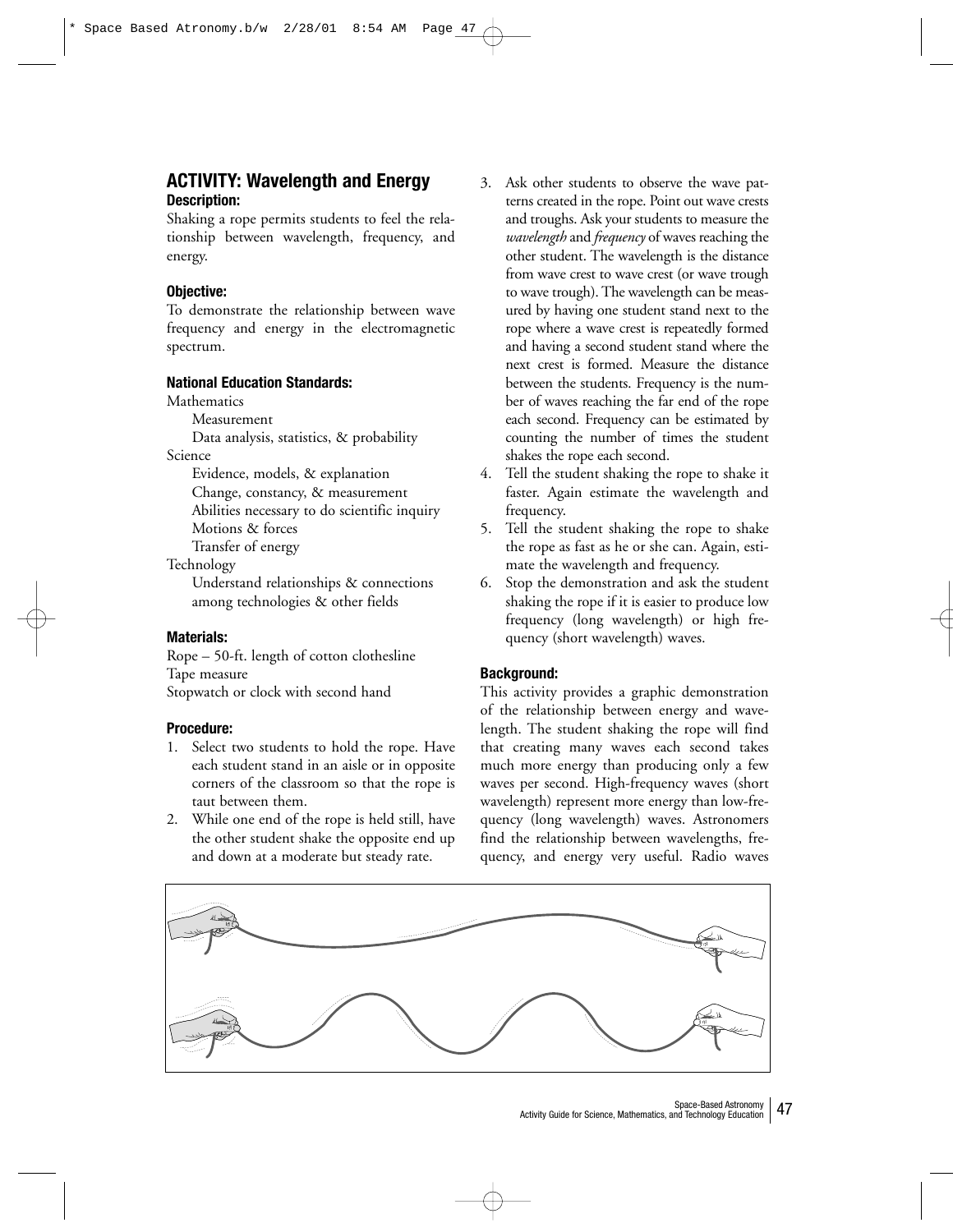## ACTIVITY: Wavelength and Energy

### Description:

Shaking a rope permits students to feel the relationship between wavelength, frequency, and energy.

### Objective:

To demonstrate the relationship between wave frequency and energy in the electromagnetic spectrum.

### National Education Standards:

Mathematics
- Measurement
- Data analysis, statistics, & probability

Science
- Evidence, models, & explanation
- Change, constancy, & measurement
- Abilities necessary to do scientific inquiry
- Motions & forces
- Transfer of energy

Technology
- Understand relationships & connections among technologies & other fields

### Materials:

Rope – 50-ft. length of cotton clothesline
Tape measure
Stopwatch or clock with second hand

### Procedure:

1. Select two students to hold the rope. Have each student stand in an aisle or in opposite corners of the classroom so that the rope is taut between them.
2. While one end of the rope is held still, have the other student shake the opposite end up and down at a moderate but steady rate.
3. Ask other students to observe the wave patterns created in the rope. Point out wave crests and troughs. Ask your students to measure the *wavelength* and *frequency* of waves reaching the other student. The wavelength is the distance from wave crest to wave crest (or wave trough to wave trough). The wavelength can be measured by having one student stand next to the rope where a wave crest is repeatedly formed and having a second student stand where the next crest is formed. Measure the distance between the students. Frequency is the number of waves reaching the far end of the rope each second. Frequency can be estimated by counting the number of times the student shakes the rope each second.
4. Tell the student shaking the rope to shake it faster. Again estimate the wavelength and frequency.
5. Tell the student shaking the rope to shake the rope as fast as he or she can. Again, estimate the wavelength and frequency.
6. Stop the demonstration and ask the student shaking the rope if it is easier to produce low frequency (long wavelength) or high frequency (short wavelength) waves.

### Background:

This activity provides a graphic demonstration of the relationship between energy and wavelength. The student shaking the rope will find that creating many waves each second takes much more energy than producing only a few waves per second. High-frequency waves (short wavelength) represent more energy than low-frequency (long wavelength) waves. Astronomers find the relationship between wavelengths, frequency, and energy very useful. Radio waves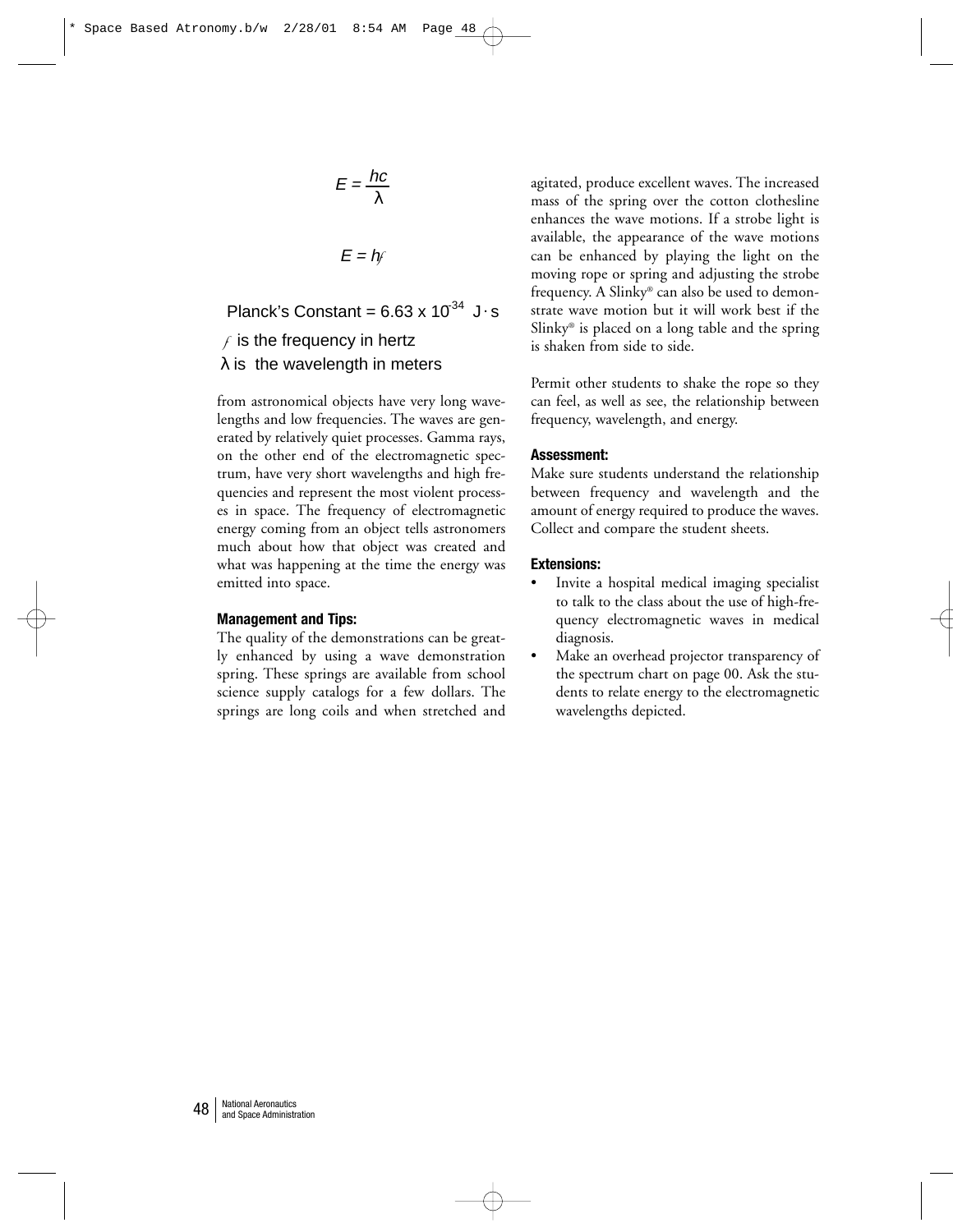$$E = \frac{hc}{\lambda}$$

$$E = hf$$

Planck's Constant = $6.63 \times 10^{-34}$ J·s

$f$ is the frequency in hertz

$\lambda$ is the wavelength in meters

from astronomical objects have very long wavelengths and low frequencies. The waves are generated by relatively quiet processes. Gamma rays, on the other end of the electromagnetic spectrum, have very short wavelengths and high frequencies and represent the most violent processes in space. The frequency of electromagnetic energy coming from an object tells astronomers much about how that object was created and what was happening at the time the energy was emitted into space.

### Management and Tips:

The quality of the demonstrations can be greatly enhanced by using a wave demonstration spring. These springs are available from school science supply catalogs for a few dollars. The springs are long coils and when stretched and agitated, produce excellent waves. The increased mass of the spring over the cotton clothesline enhances the wave motions. If a strobe light is available, the appearance of the wave motions can be enhanced by playing the light on the moving rope or spring and adjusting the strobe frequency. A Slinky® can also be used to demonstrate wave motion but it will work best if the Slinky® is placed on a long table and the spring is shaken from side to side.

Permit other students to shake the rope so they can feel, as well as see, the relationship between frequency, wavelength, and energy.

### Assessment:

Make sure students understand the relationship between frequency and wavelength and the amount of energy required to produce the waves. Collect and compare the student sheets.

### Extensions:

- Invite a hospital medical imaging specialist to talk to the class about the use of high-frequency electromagnetic waves in medical diagnosis.
- Make an overhead projector transparency of the spectrum chart on page 00. Ask the students to relate energy to the electromagnetic wavelengths depicted.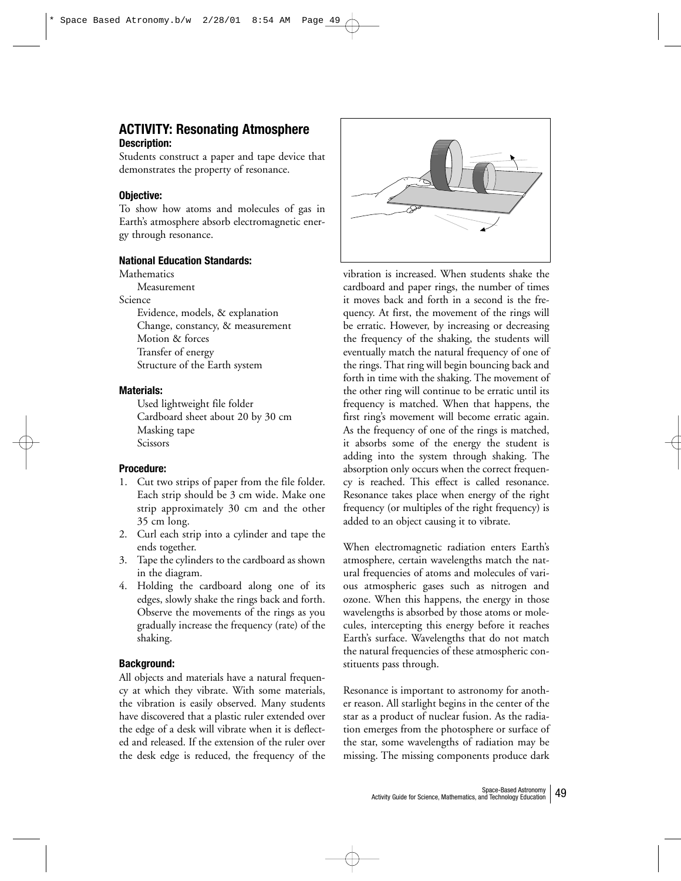## ACTIVITY: Resonating Atmosphere

### Description:

Students construct a paper and tape device that demonstrates the property of resonance.

### Objective:

To show how atoms and molecules of gas in Earth's atmosphere absorb electromagnetic energy through resonance.

### National Education Standards:

Mathematics
- Measurement

Science
- Evidence, models, & explanation
- Change, constancy, & measurement
- Motion & forces
- Transfer of energy
- Structure of the Earth system

### Materials:

- Used lightweight file folder
- Cardboard sheet about 20 by 30 cm
- Masking tape
- Scissors

### Procedure:

1. Cut two strips of paper from the file folder. Each strip should be 3 cm wide. Make one strip approximately 30 cm and the other 35 cm long.
2. Curl each strip into a cylinder and tape the ends together.
3. Tape the cylinders to the cardboard as shown in the diagram.
4. Holding the cardboard along one of its edges, slowly shake the rings back and forth. Observe the movements of the rings as you gradually increase the frequency (rate) of the shaking.

### Background:

All objects and materials have a natural frequency at which they vibrate. With some materials, the vibration is easily observed. Many students have discovered that a plastic ruler extended over the edge of a desk will vibrate when it is deflected and released. If the extension of the ruler over the desk edge is reduced, the frequency of the vibration is increased. When students shake the cardboard and paper rings, the number of times it moves back and forth in a second is the frequency. At first, the movement of the rings will be erratic. However, by increasing or decreasing the frequency of the shaking, the students will eventually match the natural frequency of one of the rings. That ring will begin bouncing back and forth in time with the shaking. The movement of the other ring will continue to be erratic until its frequency is matched. When that happens, the first ring's movement will become erratic again. As the frequency of one of the rings is matched, it absorbs some of the energy the student is adding into the system through shaking. The absorption only occurs when the correct frequency is reached. This effect is called resonance. Resonance takes place when energy of the right frequency (or multiples of the right frequency) is added to an object causing it to vibrate.

When electromagnetic radiation enters Earth's atmosphere, certain wavelengths match the natural frequencies of atoms and molecules of various atmospheric gases such as nitrogen and ozone. When this happens, the energy in those wavelengths is absorbed by those atoms or molecules, intercepting this energy before it reaches Earth's surface. Wavelengths that do not match the natural frequencies of these atmospheric constituents pass through.

Resonance is important to astronomy for another reason. All starlight begins in the center of the star as a product of nuclear fusion. As the radiation emerges from the photosphere or surface of the star, some wavelengths of radiation may be missing. The missing components produce dark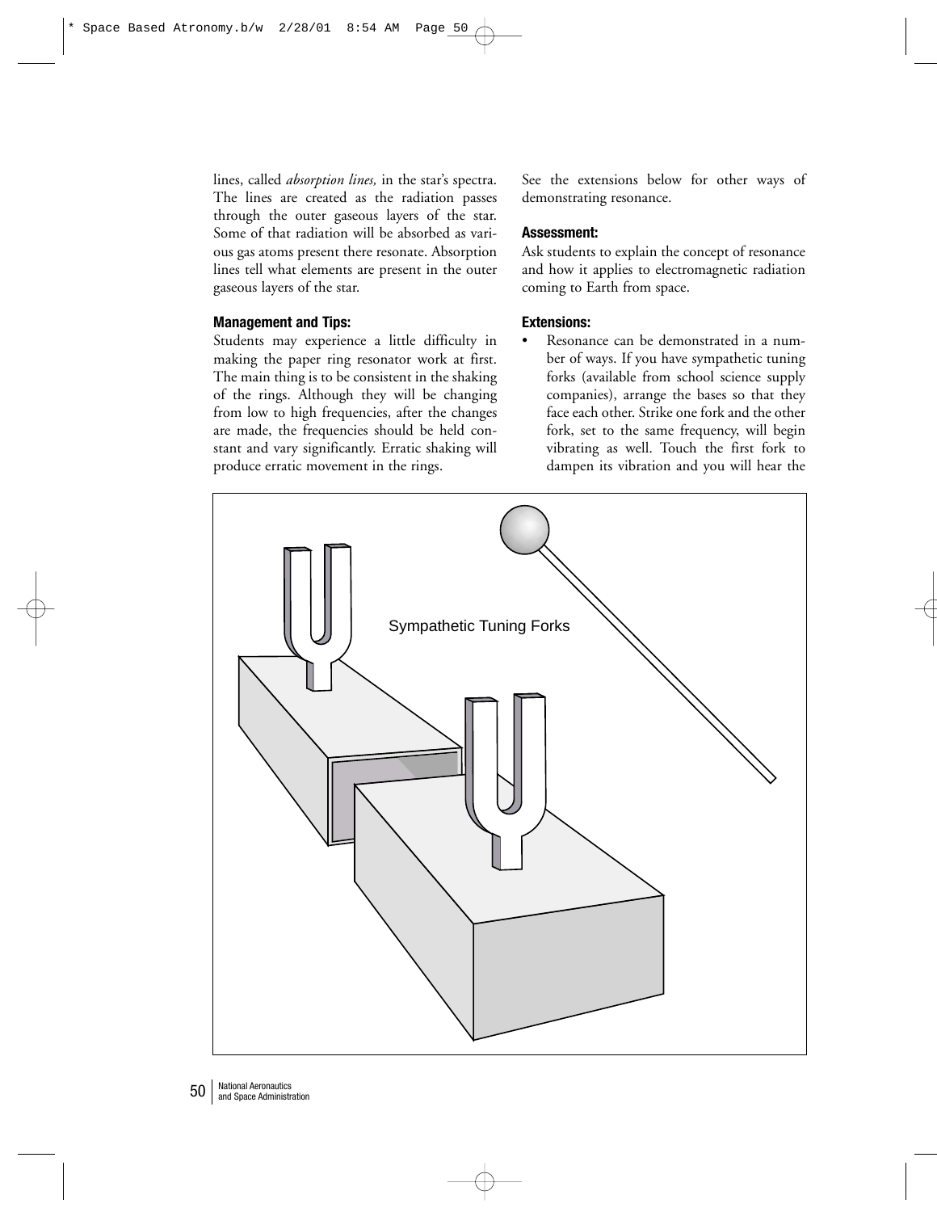lines, called *absorption lines,* in the star's spectra. The lines are created as the radiation passes through the outer gaseous layers of the star. Some of that radiation will be absorbed as various gas atoms present there resonate. Absorption lines tell what elements are present in the outer gaseous layers of the star.

#### Management and Tips:

Students may experience a little difficulty in making the paper ring resonator work at first. The main thing is to be consistent in the shaking of the rings. Although they will be changing from low to high frequencies, after the changes are made, the frequencies should be held constant and vary significantly. Erratic shaking will produce erratic movement in the rings.

See the extensions below for other ways of demonstrating resonance.

#### Assessment:

Ask students to explain the concept of resonance and how it applies to electromagnetic radiation coming to Earth from space.

#### Extensions:

- Resonance can be demonstrated in a number of ways. If you have sympathetic tuning forks (available from school science supply companies), arrange the bases so that they face each other. Strike one fork and the other fork, set to the same frequency, will begin vibrating as well. Touch the first fork to dampen its vibration and you will hear the

Sympathetic Tuning Forks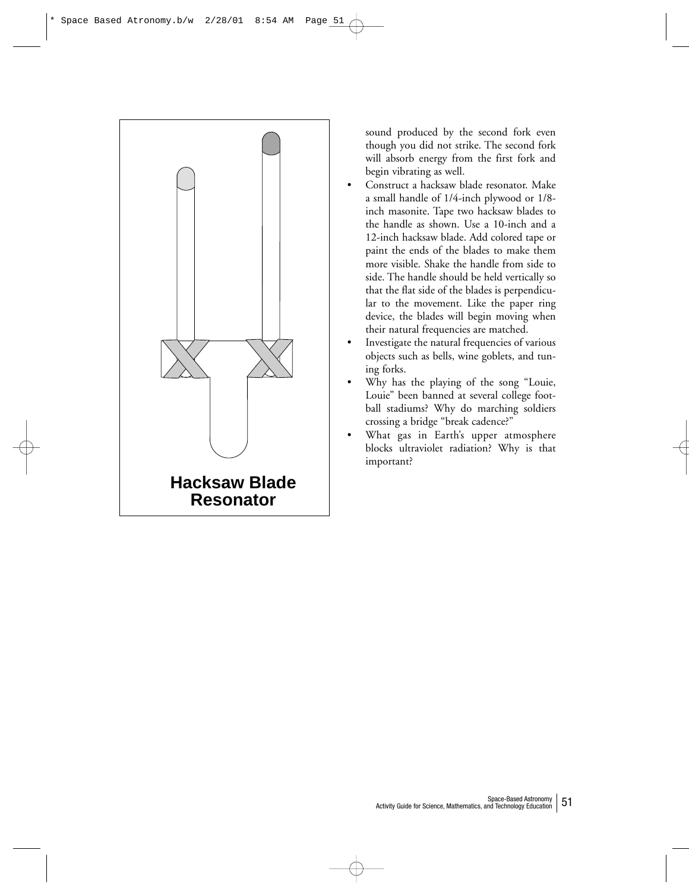**Hacksaw Blade Resonator**

sound produced by the second fork even though you did not strike. The second fork will absorb energy from the first fork and begin vibrating as well.

- Construct a hacksaw blade resonator. Make a small handle of 1/4-inch plywood or 1/8-inch masonite. Tape two hacksaw blades to the handle as shown. Use a 10-inch and a 12-inch hacksaw blade. Add colored tape or paint the ends of the blades to make them more visible. Shake the handle from side to side. The handle should be held vertically so that the flat side of the blades is perpendicular to the movement. Like the paper ring device, the blades will begin moving when their natural frequencies are matched.
- Investigate the natural frequencies of various objects such as bells, wine goblets, and tuning forks.
- Why has the playing of the song "Louie, Louie" been banned at several college football stadiums? Why do marching soldiers crossing a bridge "break cadence?"
- What gas in Earth's upper atmosphere blocks ultraviolet radiation? Why is that important?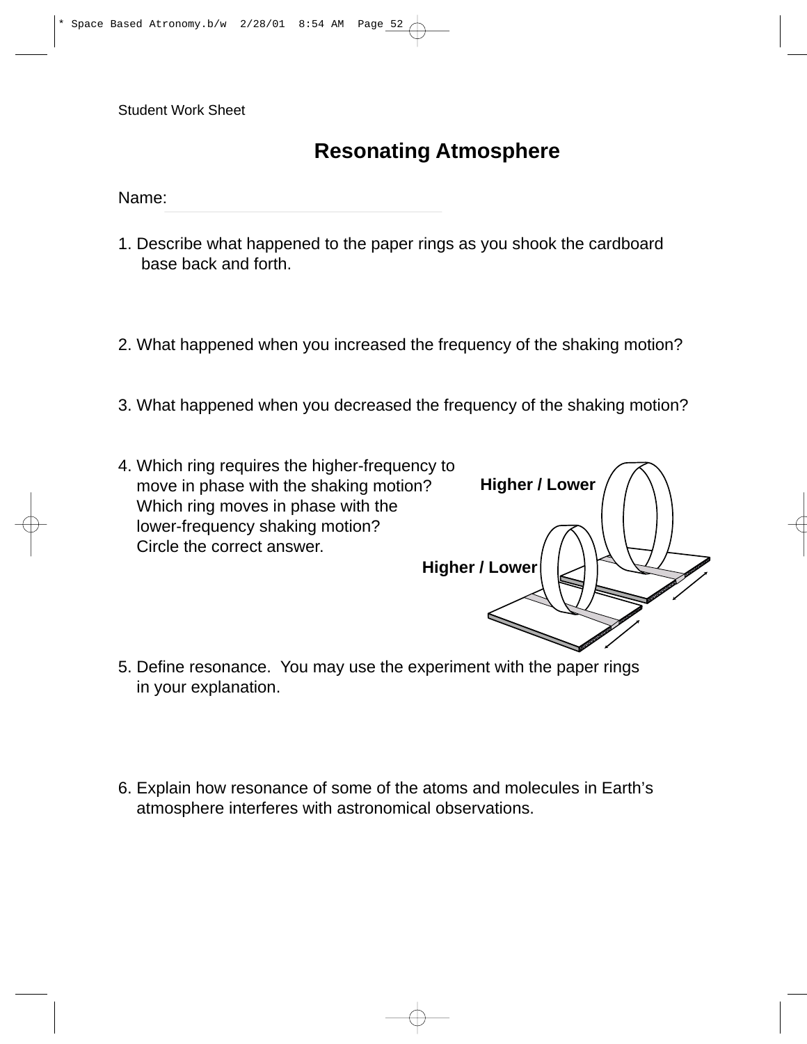Student Work Sheet

# Resonating Atmosphere

Name:

1. Describe what happened to the paper rings as you shook the cardboard base back and forth.

2. What happened when you increased the frequency of the shaking motion?

3. What happened when you decreased the frequency of the shaking motion?

4. Which ring requires the higher-frequency to move in phase with the shaking motion? Which ring moves in phase with the lower-frequency shaking motion? Circle the correct answer.

**Higher / Lower**

**Higher / Lower**

5. Define resonance. You may use the experiment with the paper rings in your explanation.

6. Explain how resonance of some of the atoms and molecules in Earth's atmosphere interferes with astronomical observations.